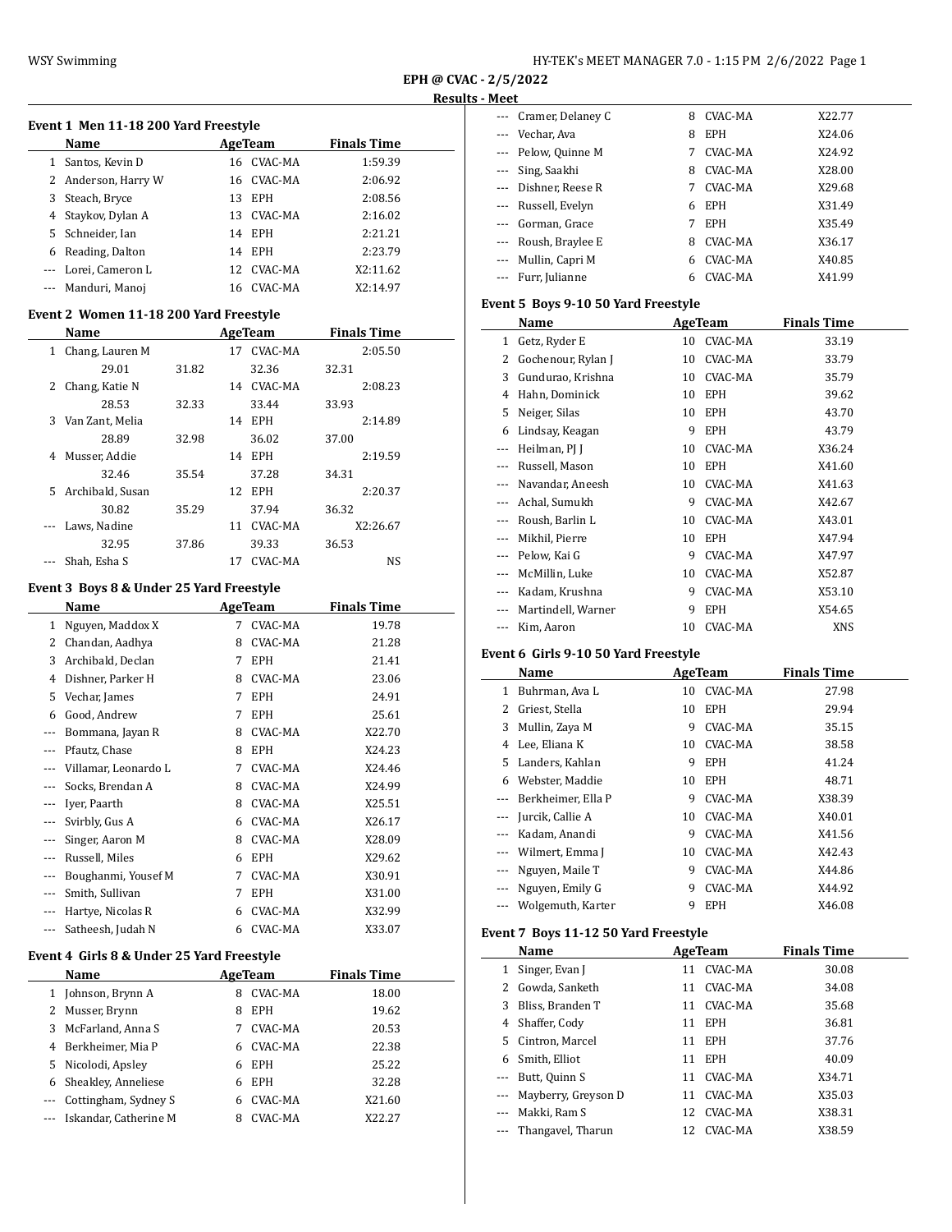**EPH @ CVAC - 2/5/2022**

**Results - Meet**

### Event 1 Men 11-18 200 Yard Freestyle

| | Name | Age | Team | Finals Time |
|---|---|---|---|---|
| 1 | Santos, Kevin D | 16 | CVAC-MA | 1:59.39 |
| 2 | Anderson, Harry W | 16 | CVAC-MA | 2:06.92 |
| 3 | Steach, Bryce | 13 | EPH | 2:08.56 |
| 4 | Staykov, Dylan A | 13 | CVAC-MA | 2:16.02 |
| 5 | Schneider, Ian | 14 | EPH | 2:21.21 |
| 6 | Reading, Dalton | 14 | EPH | 2:23.79 |
| --- | Lorei, Cameron L | 12 | CVAC-MA | X2:11.62 |
| --- | Manduri, Manoj | 16 | CVAC-MA | X2:14.97 |

### Event 2 Women 11-18 200 Yard Freestyle

| | Name | Age | Team | Finals Time |
|---|---|---|---|---|
| 1 | Chang, Lauren M | 17 | CVAC-MA | 2:05.50 |
| | 29.01 31.82 32.36 32.31 | | | |
| 2 | Chang, Katie N | 14 | CVAC-MA | 2:08.23 |
| | 28.53 32.33 33.44 33.93 | | | |
| 3 | Van Zant, Melia | 14 | EPH | 2:14.89 |
| | 28.89 32.98 36.02 37.00 | | | |
| 4 | Musser, Addie | 14 | EPH | 2:19.59 |
| | 32.46 35.54 37.28 34.31 | | | |
| 5 | Archibald, Susan | 12 | EPH | 2:20.37 |
| | 30.82 35.29 37.94 36.32 | | | |
| --- | Laws, Nadine | 11 | CVAC-MA | X2:26.67 |
| | 32.95 37.86 39.33 36.53 | | | |
| --- | Shah, Esha S | 17 | CVAC-MA | NS |

### Event 3 Boys 8 & Under 25 Yard Freestyle

| | Name | Age | Team | Finals Time |
|---|---|---|---|---|
| 1 | Nguyen, Maddox X | 7 | CVAC-MA | 19.78 |
| 2 | Chandan, Aadhya | 8 | CVAC-MA | 21.28 |
| 3 | Archibald, Declan | 7 | EPH | 21.41 |
| 4 | Dishner, Parker H | 8 | CVAC-MA | 23.06 |
| 5 | Vechar, James | 7 | EPH | 24.91 |
| 6 | Good, Andrew | 7 | EPH | 25.61 |
| --- | Bommana, Jayan R | 8 | CVAC-MA | X22.70 |
| --- | Pfautz, Chase | 8 | EPH | X24.23 |
| --- | Villamar, Leonardo L | 7 | CVAC-MA | X24.46 |
| --- | Socks, Brendan A | 8 | CVAC-MA | X24.99 |
| --- | Iyer, Paarth | 8 | CVAC-MA | X25.51 |
| --- | Svirbly, Gus A | 6 | CVAC-MA | X26.17 |
| --- | Singer, Aaron M | 8 | CVAC-MA | X28.09 |
| --- | Russell, Miles | 6 | EPH | X29.62 |
| --- | Boughanmi, Yousef M | 7 | CVAC-MA | X30.91 |
| --- | Smith, Sullivan | 7 | EPH | X31.00 |
| --- | Hartye, Nicolas R | 6 | CVAC-MA | X32.99 |
| --- | Satheesh, Judah N | 6 | CVAC-MA | X33.07 |

### Event 4 Girls 8 & Under 25 Yard Freestyle

| | Name | Age | Team | Finals Time |
|---|---|---|---|---|
| 1 | Johnson, Brynn A | 8 | CVAC-MA | 18.00 |
| 2 | Musser, Brynn | 8 | EPH | 19.62 |
| 3 | McFarland, Anna S | 7 | CVAC-MA | 20.53 |
| 4 | Berkheimer, Mia P | 6 | CVAC-MA | 22.38 |
| 5 | Nicolodi, Apsley | 6 | EPH | 25.22 |
| 6 | Sheakley, Anneliese | 6 | EPH | 32.28 |
| --- | Cottingham, Sydney S | 6 | CVAC-MA | X21.60 |
| --- | Iskandar, Catherine M | 8 | CVAC-MA | X22.27 |
| --- | Cramer, Delaney C | 8 | CVAC-MA | X22.77 |
| --- | Vechar, Ava | 8 | EPH | X24.06 |
| --- | Pelow, Quinne M | 7 | CVAC-MA | X24.92 |
| --- | Sing, Saakhi | 8 | CVAC-MA | X28.00 |
| --- | Dishner, Reese R | 7 | CVAC-MA | X29.68 |
| --- | Russell, Evelyn | 6 | EPH | X31.49 |
| --- | Gorman, Grace | 7 | EPH | X35.49 |
| --- | Roush, Braylee E | 8 | CVAC-MA | X36.17 |
| --- | Mullin, Capri M | 6 | CVAC-MA | X40.85 |
| --- | Furr, Julianne | 6 | CVAC-MA | X41.99 |

### Event 5 Boys 9-10 50 Yard Freestyle

| | Name | Age | Team | Finals Time |
|---|---|---|---|---|
| 1 | Getz, Ryder E | 10 | CVAC-MA | 33.19 |
| 2 | Gochenour, Rylan J | 10 | CVAC-MA | 33.79 |
| 3 | Gundurao, Krishna | 10 | CVAC-MA | 35.79 |
| 4 | Hahn, Dominick | 10 | EPH | 39.62 |
| 5 | Neiger, Silas | 10 | EPH | 43.70 |
| 6 | Lindsay, Keagan | 9 | EPH | 43.79 |
| --- | Heilman, PJ J | 10 | CVAC-MA | X36.24 |
| --- | Russell, Mason | 10 | EPH | X41.60 |
| --- | Navandar, Aneesh | 10 | CVAC-MA | X41.63 |
| --- | Achal, Sumukh | 9 | CVAC-MA | X42.67 |
| --- | Roush, Barlin L | 10 | CVAC-MA | X43.01 |
| --- | Mikhil, Pierre | 10 | EPH | X47.94 |
| --- | Pelow, Kai G | 9 | CVAC-MA | X47.97 |
| --- | McMillin, Luke | 10 | CVAC-MA | X52.87 |
| --- | Kadam, Krushna | 9 | CVAC-MA | X53.10 |
| --- | Martindell, Warner | 9 | EPH | X54.65 |
| --- | Kim, Aaron | 10 | CVAC-MA | XNS |

### Event 6 Girls 9-10 50 Yard Freestyle

| | Name | Age | Team | Finals Time |
|---|---|---|---|---|
| 1 | Buhrman, Ava L | 10 | CVAC-MA | 27.98 |
| 2 | Griest, Stella | 10 | EPH | 29.94 |
| 3 | Mullin, Zaya M | 9 | CVAC-MA | 35.15 |
| 4 | Lee, Eliana K | 10 | CVAC-MA | 38.58 |
| 5 | Landers, Kahlan | 9 | EPH | 41.24 |
| 6 | Webster, Maddie | 10 | EPH | 48.71 |
| --- | Berkheimer, Ella P | 9 | CVAC-MA | X38.39 |
| --- | Jurcik, Callie A | 10 | CVAC-MA | X40.01 |
| --- | Kadam, Anandi | 9 | CVAC-MA | X41.56 |
| --- | Wilmert, Emma J | 10 | CVAC-MA | X42.43 |
| --- | Nguyen, Maile T | 9 | CVAC-MA | X44.86 |
| --- | Nguyen, Emily G | 9 | CVAC-MA | X44.92 |
| --- | Wolgemuth, Karter | 9 | EPH | X46.08 |

### Event 7 Boys 11-12 50 Yard Freestyle

| | Name | Age | Team | Finals Time |
|---|---|---|---|---|
| 1 | Singer, Evan J | 11 | CVAC-MA | 30.08 |
| 2 | Gowda, Sanketh | 11 | CVAC-MA | 34.08 |
| 3 | Bliss, Branden T | 11 | CVAC-MA | 35.68 |
| 4 | Shaffer, Cody | 11 | EPH | 36.81 |
| 5 | Cintron, Marcel | 11 | EPH | 37.76 |
| 6 | Smith, Elliot | 11 | EPH | 40.09 |
| --- | Butt, Quinn S | 11 | CVAC-MA | X34.71 |
| --- | Mayberry, Greyson D | 11 | CVAC-MA | X35.03 |
| --- | Makki, Ram S | 12 | CVAC-MA | X38.31 |
| --- | Thangavel, Tharun | 12 | CVAC-MA | X38.59 |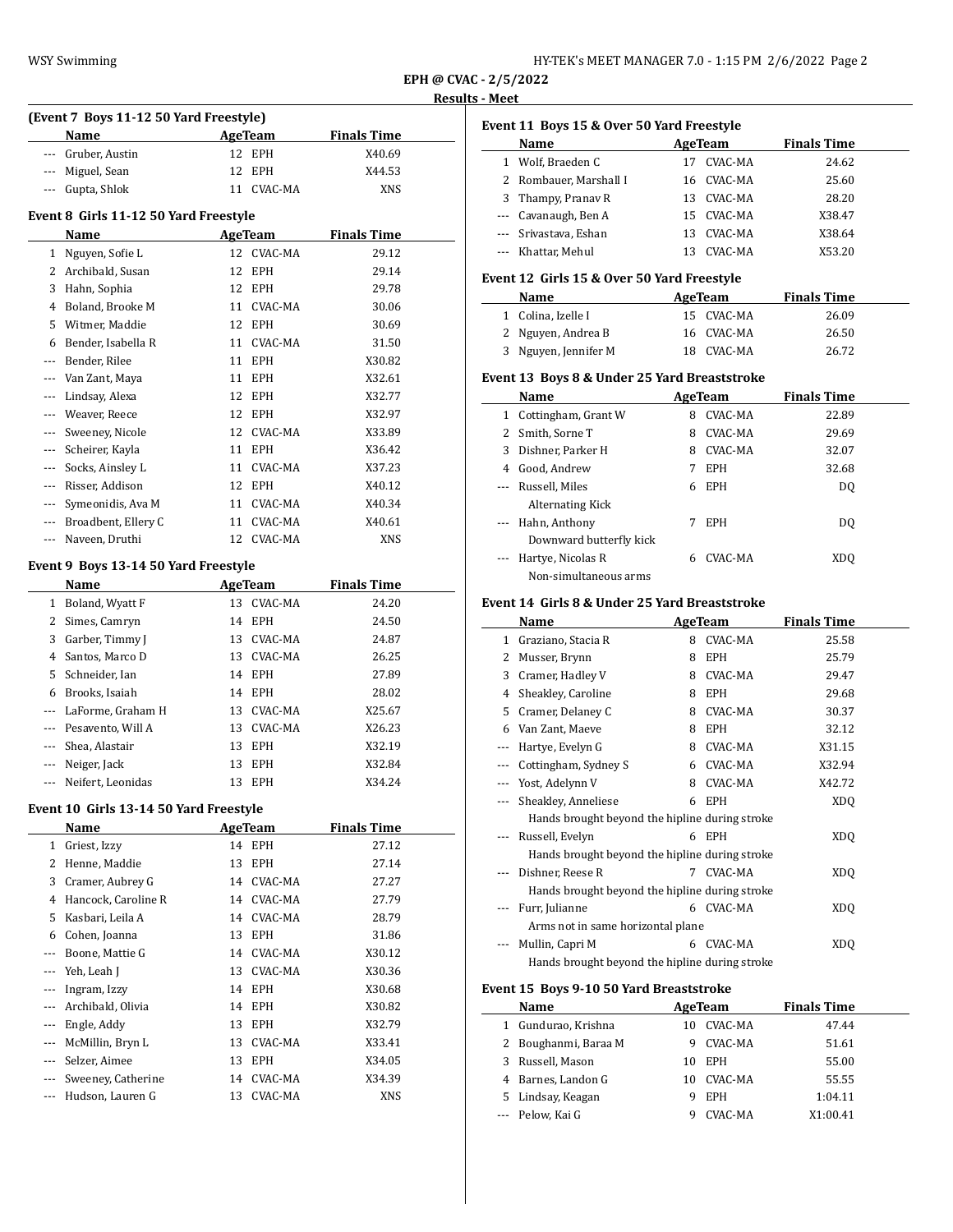## EPH @ CVAC - 2/5/2022

### Results - Meet

### (Event 7 Boys 11-12 50 Yard Freestyle)

| | Name | Age | Team | Finals Time |
|---|---|---|---|---|
| --- | Gruber, Austin | 12 | EPH | X40.69 |
| --- | Miguel, Sean | 12 | EPH | X44.53 |
| --- | Gupta, Shlok | 11 | CVAC-MA | XNS |

### Event 8 Girls 11-12 50 Yard Freestyle

| | Name | Age | Team | Finals Time |
|---|---|---|---|---|
| 1 | Nguyen, Sofie L | 12 | CVAC-MA | 29.12 |
| 2 | Archibald, Susan | 12 | EPH | 29.14 |
| 3 | Hahn, Sophia | 12 | EPH | 29.78 |
| 4 | Boland, Brooke M | 11 | CVAC-MA | 30.06 |
| 5 | Witmer, Maddie | 12 | EPH | 30.69 |
| 6 | Bender, Isabella R | 11 | CVAC-MA | 31.50 |
| --- | Bender, Rilee | 11 | EPH | X30.82 |
| --- | Van Zant, Maya | 11 | EPH | X32.61 |
| --- | Lindsay, Alexa | 12 | EPH | X32.77 |
| --- | Weaver, Reece | 12 | EPH | X32.97 |
| --- | Sweeney, Nicole | 12 | CVAC-MA | X33.89 |
| --- | Scheirer, Kayla | 11 | EPH | X36.42 |
| --- | Socks, Ainsley L | 11 | CVAC-MA | X37.23 |
| --- | Risser, Addison | 12 | EPH | X40.12 |
| --- | Symeonidis, Ava M | 11 | CVAC-MA | X40.34 |
| --- | Broadbent, Ellery C | 11 | CVAC-MA | X40.61 |
| --- | Naveen, Druthi | 12 | CVAC-MA | XNS |

### Event 9 Boys 13-14 50 Yard Freestyle

| | Name | Age | Team | Finals Time |
|---|---|---|---|---|
| 1 | Boland, Wyatt F | 13 | CVAC-MA | 24.20 |
| 2 | Simes, Camryn | 14 | EPH | 24.50 |
| 3 | Garber, Timmy J | 13 | CVAC-MA | 24.87 |
| 4 | Santos, Marco D | 13 | CVAC-MA | 26.25 |
| 5 | Schneider, Ian | 14 | EPH | 27.89 |
| 6 | Brooks, Isaiah | 14 | EPH | 28.02 |
| --- | LaForme, Graham H | 13 | CVAC-MA | X25.67 |
| --- | Pesavento, Will A | 13 | CVAC-MA | X26.23 |
| --- | Shea, Alastair | 13 | EPH | X32.19 |
| --- | Neiger, Jack | 13 | EPH | X32.84 |
| --- | Neifert, Leonidas | 13 | EPH | X34.24 |

### Event 10 Girls 13-14 50 Yard Freestyle

| | Name | Age | Team | Finals Time |
|---|---|---|---|---|
| 1 | Griest, Izzy | 14 | EPH | 27.12 |
| 2 | Henne, Maddie | 13 | EPH | 27.14 |
| 3 | Cramer, Aubrey G | 14 | CVAC-MA | 27.27 |
| 4 | Hancock, Caroline R | 14 | CVAC-MA | 27.79 |
| 5 | Kasbari, Leila A | 14 | CVAC-MA | 28.79 |
| 6 | Cohen, Joanna | 13 | EPH | 31.86 |
| --- | Boone, Mattie G | 14 | CVAC-MA | X30.12 |
| --- | Yeh, Leah J | 13 | CVAC-MA | X30.36 |
| --- | Ingram, Izzy | 14 | EPH | X30.68 |
| --- | Archibald, Olivia | 14 | EPH | X30.82 |
| --- | Engle, Addy | 13 | EPH | X32.79 |
| --- | McMillin, Bryn L | 13 | CVAC-MA | X33.41 |
| --- | Selzer, Aimee | 13 | EPH | X34.05 |
| --- | Sweeney, Catherine | 14 | CVAC-MA | X34.39 |
| --- | Hudson, Lauren G | 13 | CVAC-MA | XNS |

### Event 11 Boys 15 & Over 50 Yard Freestyle

| | Name | Age | Team | Finals Time |
|---|---|---|---|---|
| 1 | Wolf, Braeden C | 17 | CVAC-MA | 24.62 |
| 2 | Rombauer, Marshall I | 16 | CVAC-MA | 25.60 |
| 3 | Thampy, Pranav R | 13 | CVAC-MA | 28.20 |
| --- | Cavanaugh, Ben A | 15 | CVAC-MA | X38.47 |
| --- | Srivastava, Eshan | 13 | CVAC-MA | X38.64 |
| --- | Khattar, Mehul | 13 | CVAC-MA | X53.20 |

### Event 12 Girls 15 & Over 50 Yard Freestyle

| | Name | Age | Team | Finals Time |
|---|---|---|---|---|
| 1 | Colina, Izelle I | 15 | CVAC-MA | 26.09 |
| 2 | Nguyen, Andrea B | 16 | CVAC-MA | 26.50 |
| 3 | Nguyen, Jennifer M | 18 | CVAC-MA | 26.72 |

### Event 13 Boys 8 & Under 25 Yard Breaststroke

| | Name | Age | Team | Finals Time |
|---|---|---|---|---|
| 1 | Cottingham, Grant W | 8 | CVAC-MA | 22.89 |
| 2 | Smith, Sorne T | 8 | CVAC-MA | 29.69 |
| 3 | Dishner, Parker H | 8 | CVAC-MA | 32.07 |
| 4 | Good, Andrew | 7 | EPH | 32.68 |
| --- | Russell, Miles | 6 | EPH | DQ |
| | Alternating Kick | | | |
| --- | Hahn, Anthony | 7 | EPH | DQ |
| | Downward butterfly kick | | | |
| --- | Hartye, Nicolas R | 6 | CVAC-MA | XDQ |
| | Non-simultaneous arms | | | |

### Event 14 Girls 8 & Under 25 Yard Breaststroke

| | Name | Age | Team | Finals Time |
|---|---|---|---|---|
| 1 | Graziano, Stacia R | 8 | CVAC-MA | 25.58 |
| 2 | Musser, Brynn | 8 | EPH | 25.79 |
| 3 | Cramer, Hadley V | 8 | CVAC-MA | 29.47 |
| 4 | Sheakley, Caroline | 8 | EPH | 29.68 |
| 5 | Cramer, Delaney C | 8 | CVAC-MA | 30.37 |
| 6 | Van Zant, Maeve | 8 | EPH | 32.12 |
| --- | Hartye, Evelyn G | 8 | CVAC-MA | X31.15 |
| --- | Cottingham, Sydney S | 6 | CVAC-MA | X32.94 |
| --- | Yost, Adelynn V | 8 | CVAC-MA | X42.72 |
| --- | Sheakley, Anneliese | 6 | EPH | XDQ |
| | Hands brought beyond the hipline during stroke | | | |
| --- | Russell, Evelyn | 6 | EPH | XDQ |
| | Hands brought beyond the hipline during stroke | | | |
| --- | Dishner, Reese R | 7 | CVAC-MA | XDQ |
| | Hands brought beyond the hipline during stroke | | | |
| --- | Furr, Julianne | 6 | CVAC-MA | XDQ |
| | Arms not in same horizontal plane | | | |
| --- | Mullin, Capri M | 6 | CVAC-MA | XDQ |
| | Hands brought beyond the hipline during stroke | | | |

### Event 15 Boys 9-10 50 Yard Breaststroke

| | Name | Age | Team | Finals Time |
|---|---|---|---|---|
| 1 | Gundurao, Krishna | 10 | CVAC-MA | 47.44 |
| 2 | Boughanmi, Baraa M | 9 | CVAC-MA | 51.61 |
| 3 | Russell, Mason | 10 | EPH | 55.00 |
| 4 | Barnes, Landon G | 10 | CVAC-MA | 55.55 |
| 5 | Lindsay, Keagan | 9 | EPH | 1:04.11 |
| --- | Pelow, Kai G | 9 | CVAC-MA | X1:00.41 |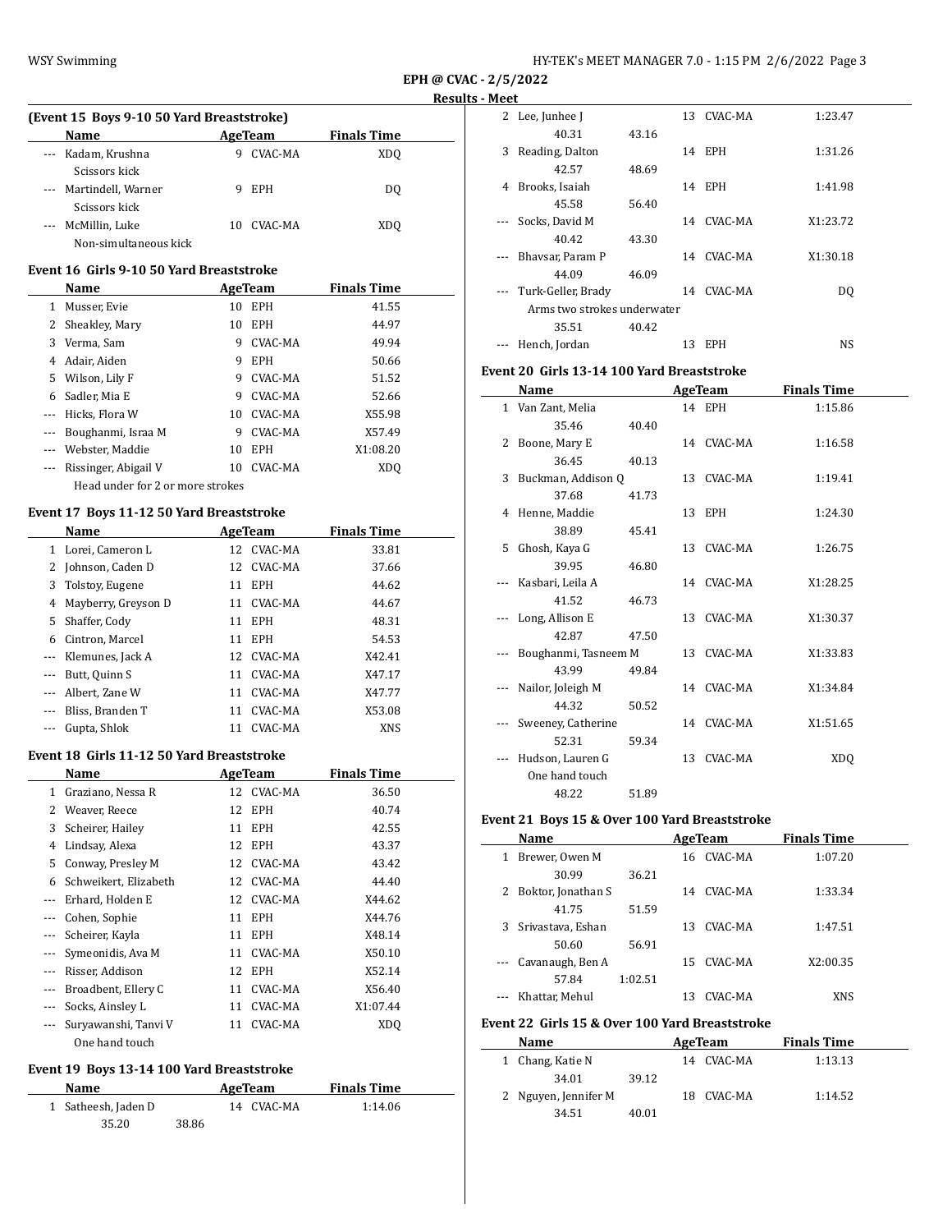EPH @ CVAC - 2/5/2022

Results - Meet

**(Event 15 Boys 9-10 50 Yard Breaststroke)**

| | Name | Age | Team | Finals Time |
|---|---|---|---|---|
| --- | Kadam, Krushna | 9 | CVAC-MA | XDQ |
| | Scissors kick | | | |
| --- | Martindell, Warner | 9 | EPH | DQ |
| | Scissors kick | | | |
| --- | McMillin, Luke | 10 | CVAC-MA | XDQ |
| | Non-simultaneous kick | | | |

### Event 16 Girls 9-10 50 Yard Breaststroke

| | Name | Age | Team | Finals Time |
|---|---|---|---|---|
| 1 | Musser, Evie | 10 | EPH | 41.55 |
| 2 | Sheakley, Mary | 10 | EPH | 44.97 |
| 3 | Verma, Sam | 9 | CVAC-MA | 49.94 |
| 4 | Adair, Aiden | 9 | EPH | 50.66 |
| 5 | Wilson, Lily F | 9 | CVAC-MA | 51.52 |
| 6 | Sadler, Mia E | 9 | CVAC-MA | 52.66 |
| --- | Hicks, Flora W | 10 | CVAC-MA | X55.98 |
| --- | Boughanmi, Israa M | 9 | CVAC-MA | X57.49 |
| --- | Webster, Maddie | 10 | EPH | X1:08.20 |
| --- | Rissinger, Abigail V | 10 | CVAC-MA | XDQ |
| | Head under for 2 or more strokes | | | |

### Event 17 Boys 11-12 50 Yard Breaststroke

| | Name | Age | Team | Finals Time |
|---|---|---|---|---|
| 1 | Lorei, Cameron L | 12 | CVAC-MA | 33.81 |
| 2 | Johnson, Caden D | 12 | CVAC-MA | 37.66 |
| 3 | Tolstoy, Eugene | 11 | EPH | 44.62 |
| 4 | Mayberry, Greyson D | 11 | CVAC-MA | 44.67 |
| 5 | Shaffer, Cody | 11 | EPH | 48.31 |
| 6 | Cintron, Marcel | 11 | EPH | 54.53 |
| --- | Klemunes, Jack A | 12 | CVAC-MA | X42.41 |
| --- | Butt, Quinn S | 11 | CVAC-MA | X47.17 |
| --- | Albert, Zane W | 11 | CVAC-MA | X47.77 |
| --- | Bliss, Branden T | 11 | CVAC-MA | X53.08 |
| --- | Gupta, Shlok | 11 | CVAC-MA | XNS |

### Event 18 Girls 11-12 50 Yard Breaststroke

| | Name | Age | Team | Finals Time |
|---|---|---|---|---|
| 1 | Graziano, Nessa R | 12 | CVAC-MA | 36.50 |
| 2 | Weaver, Reece | 12 | EPH | 40.74 |
| 3 | Scheirer, Hailey | 11 | EPH | 42.55 |
| 4 | Lindsay, Alexa | 12 | EPH | 43.37 |
| 5 | Conway, Presley M | 12 | CVAC-MA | 43.42 |
| 6 | Schweikert, Elizabeth | 12 | CVAC-MA | 44.40 |
| --- | Erhard, Holden E | 12 | CVAC-MA | X44.62 |
| --- | Cohen, Sophie | 11 | EPH | X44.76 |
| --- | Scheirer, Kayla | 11 | EPH | X48.14 |
| --- | Symeonidis, Ava M | 11 | CVAC-MA | X50.10 |
| --- | Risser, Addison | 12 | EPH | X52.14 |
| --- | Broadbent, Ellery C | 11 | CVAC-MA | X56.40 |
| --- | Socks, Ainsley L | 11 | CVAC-MA | X1:07.44 |
| --- | Suryawanshi, Tanvi V | 11 | CVAC-MA | XDQ |
| | One hand touch | | | |

### Event 19 Boys 13-14 100 Yard Breaststroke

| | Name | Age | Team | Finals Time |
|---|---|---|---|---|
| 1 | Satheesh, Jaden D | 14 | CVAC-MA | 1:14.06 |
| | 35.20 38.86 | | | |
| 2 | Lee, Junhee J | 13 | CVAC-MA | 1:23.47 |
| | 40.31 43.16 | | | |
| 3 | Reading, Dalton | 14 | EPH | 1:31.26 |
| | 42.57 48.69 | | | |
| 4 | Brooks, Isaiah | 14 | EPH | 1:41.98 |
| | 45.58 56.40 | | | |
| --- | Socks, David M | 14 | CVAC-MA | X1:23.72 |
| | 40.42 43.30 | | | |
| --- | Bhavsar, Param P | 14 | CVAC-MA | X1:30.18 |
| | 44.09 46.09 | | | |
| --- | Turk-Geller, Brady | 14 | CVAC-MA | DQ |
| | Arms two strokes underwater | | | |
| | 35.51 40.42 | | | |
| --- | Hench, Jordan | 13 | EPH | NS |

### Event 20 Girls 13-14 100 Yard Breaststroke

| | Name | Age | Team | Finals Time |
|---|---|---|---|---|
| 1 | Van Zant, Melia | 14 | EPH | 1:15.86 |
| | 35.46 40.40 | | | |
| 2 | Boone, Mary E | 14 | CVAC-MA | 1:16.58 |
| | 36.45 40.13 | | | |
| 3 | Buckman, Addison Q | 13 | CVAC-MA | 1:19.41 |
| | 37.68 41.73 | | | |
| 4 | Henne, Maddie | 13 | EPH | 1:24.30 |
| | 38.89 45.41 | | | |
| 5 | Ghosh, Kaya G | 13 | CVAC-MA | 1:26.75 |
| | 39.95 46.80 | | | |
| --- | Kasbari, Leila A | 14 | CVAC-MA | X1:28.25 |
| | 41.52 46.73 | | | |
| --- | Long, Allison E | 13 | CVAC-MA | X1:30.37 |
| | 42.87 47.50 | | | |
| --- | Boughanmi, Tasneem M | 13 | CVAC-MA | X1:33.83 |
| | 43.99 49.84 | | | |
| --- | Nailor, Joleigh M | 14 | CVAC-MA | X1:34.84 |
| | 44.32 50.52 | | | |
| --- | Sweeney, Catherine | 14 | CVAC-MA | X1:51.65 |
| | 52.31 59.34 | | | |
| --- | Hudson, Lauren G | 13 | CVAC-MA | XDQ |
| | One hand touch | | | |
| | 48.22 51.89 | | | |

### Event 21 Boys 15 & Over 100 Yard Breaststroke

| | Name | Age | Team | Finals Time |
|---|---|---|---|---|
| 1 | Brewer, Owen M | 16 | CVAC-MA | 1:07.20 |
| | 30.99 36.21 | | | |
| 2 | Boktor, Jonathan S | 14 | CVAC-MA | 1:33.34 |
| | 41.75 51.59 | | | |
| 3 | Srivastava, Eshan | 13 | CVAC-MA | 1:47.51 |
| | 50.60 56.91 | | | |
| --- | Cavanaugh, Ben A | 15 | CVAC-MA | X2:00.35 |
| | 57.84 1:02.51 | | | |
| --- | Khattar, Mehul | 13 | CVAC-MA | XNS |

### Event 22 Girls 15 & Over 100 Yard Breaststroke

| | Name | Age | Team | Finals Time |
|---|---|---|---|---|
| 1 | Chang, Katie N | 14 | CVAC-MA | 1:13.13 |
| | 34.01 39.12 | | | |
| 2 | Nguyen, Jennifer M | 18 | CVAC-MA | 1:14.52 |
| | 34.51 40.01 | | | |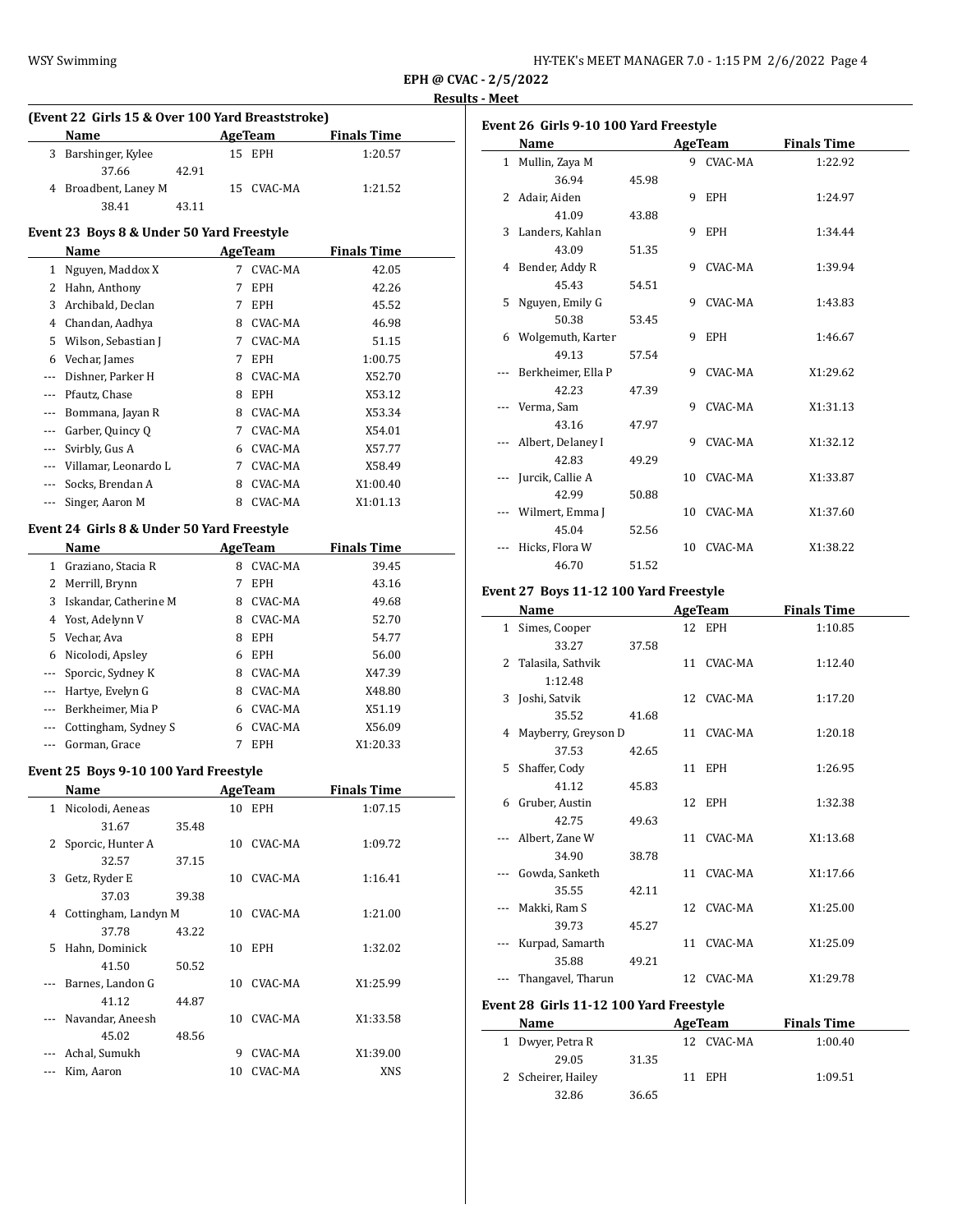**EPH @ CVAC - 2/5/2022**

**Results - Meet**

### (Event 22 Girls 15 & Over 100 Yard Breaststroke)

| | Name | Age | Team | Finals Time |
|---|---|---|---|---|
| 3 | Barshinger, Kylee | 15 | EPH | 1:20.57 |
| | 37.66 42.91 | | | |
| 4 | Broadbent, Laney M | 15 | CVAC-MA | 1:21.52 |
| | 38.41 43.11 | | | |

### Event 23 Boys 8 & Under 50 Yard Freestyle

| | Name | Age | Team | Finals Time |
|---|---|---|---|---|
| 1 | Nguyen, Maddox X | 7 | CVAC-MA | 42.05 |
| 2 | Hahn, Anthony | 7 | EPH | 42.26 |
| 3 | Archibald, Declan | 7 | EPH | 45.52 |
| 4 | Chandan, Aadhya | 8 | CVAC-MA | 46.98 |
| 5 | Wilson, Sebastian J | 7 | CVAC-MA | 51.15 |
| 6 | Vechar, James | 7 | EPH | 1:00.75 |
| --- | Dishner, Parker H | 8 | CVAC-MA | X52.70 |
| --- | Pfautz, Chase | 8 | EPH | X53.12 |
| --- | Bommana, Jayan R | 8 | CVAC-MA | X53.34 |
| --- | Garber, Quincy Q | 7 | CVAC-MA | X54.01 |
| --- | Svirbly, Gus A | 6 | CVAC-MA | X57.77 |
| --- | Villamar, Leonardo L | 7 | CVAC-MA | X58.49 |
| --- | Socks, Brendan A | 8 | CVAC-MA | X1:00.40 |
| --- | Singer, Aaron M | 8 | CVAC-MA | X1:01.13 |

### Event 24 Girls 8 & Under 50 Yard Freestyle

| | Name | Age | Team | Finals Time |
|---|---|---|---|---|
| 1 | Graziano, Stacia R | 8 | CVAC-MA | 39.45 |
| 2 | Merrill, Brynn | 7 | EPH | 43.16 |
| 3 | Iskandar, Catherine M | 8 | CVAC-MA | 49.68 |
| 4 | Yost, Adelynn V | 8 | CVAC-MA | 52.70 |
| 5 | Vechar, Ava | 8 | EPH | 54.77 |
| 6 | Nicolodi, Apsley | 6 | EPH | 56.00 |
| --- | Sporcic, Sydney K | 8 | CVAC-MA | X47.39 |
| --- | Hartye, Evelyn G | 8 | CVAC-MA | X48.80 |
| --- | Berkheimer, Mia P | 6 | CVAC-MA | X51.19 |
| --- | Cottingham, Sydney S | 6 | CVAC-MA | X56.09 |
| --- | Gorman, Grace | 7 | EPH | X1:20.33 |

### Event 25 Boys 9-10 100 Yard Freestyle

| | Name | Age | Team | Finals Time |
|---|---|---|---|---|
| 1 | Nicolodi, Aeneas | 10 | EPH | 1:07.15 |
| | 31.67 35.48 | | | |
| 2 | Sporcic, Hunter A | 10 | CVAC-MA | 1:09.72 |
| | 32.57 37.15 | | | |
| 3 | Getz, Ryder E | 10 | CVAC-MA | 1:16.41 |
| | 37.03 39.38 | | | |
| 4 | Cottingham, Landyn M | 10 | CVAC-MA | 1:21.00 |
| | 37.78 43.22 | | | |
| 5 | Hahn, Dominick | 10 | EPH | 1:32.02 |
| | 41.50 50.52 | | | |
| --- | Barnes, Landon G | 10 | CVAC-MA | X1:25.99 |
| | 41.12 44.87 | | | |
| --- | Navandar, Aneesh | 10 | CVAC-MA | X1:33.58 |
| | 45.02 48.56 | | | |
| --- | Achal, Sumukh | 9 | CVAC-MA | X1:39.00 |
| --- | Kim, Aaron | 10 | CVAC-MA | XNS |

### Event 26 Girls 9-10 100 Yard Freestyle

| | Name | Age | Team | Finals Time |
|---|---|---|---|---|
| 1 | Mullin, Zaya M | 9 | CVAC-MA | 1:22.92 |
| | 36.94 45.98 | | | |
| 2 | Adair, Aiden | 9 | EPH | 1:24.97 |
| | 41.09 43.88 | | | |
| 3 | Landers, Kahlan | 9 | EPH | 1:34.44 |
| | 43.09 51.35 | | | |
| 4 | Bender, Addy R | 9 | CVAC-MA | 1:39.94 |
| | 45.43 54.51 | | | |
| 5 | Nguyen, Emily G | 9 | CVAC-MA | 1:43.83 |
| | 50.38 53.45 | | | |
| 6 | Wolgemuth, Karter | 9 | EPH | 1:46.67 |
| | 49.13 57.54 | | | |
| --- | Berkheimer, Ella P | 9 | CVAC-MA | X1:29.62 |
| | 42.23 47.39 | | | |
| --- | Verma, Sam | 9 | CVAC-MA | X1:31.13 |
| | 43.16 47.97 | | | |
| --- | Albert, Delaney I | 9 | CVAC-MA | X1:32.12 |
| | 42.83 49.29 | | | |
| --- | Jurcik, Callie A | 10 | CVAC-MA | X1:33.87 |
| | 42.99 50.88 | | | |
| --- | Wilmert, Emma J | 10 | CVAC-MA | X1:37.60 |
| | 45.04 52.56 | | | |
| --- | Hicks, Flora W | 10 | CVAC-MA | X1:38.22 |
| | 46.70 51.52 | | | |

### Event 27 Boys 11-12 100 Yard Freestyle

| | Name | Age | Team | Finals Time |
|---|---|---|---|---|
| 1 | Simes, Cooper | 12 | EPH | 1:10.85 |
| | 33.27 37.58 | | | |
| 2 | Talasila, Sathvik | 11 | CVAC-MA | 1:12.40 |
| | 1:12.48 | | | |
| 3 | Joshi, Satvik | 12 | CVAC-MA | 1:17.20 |
| | 35.52 41.68 | | | |
| 4 | Mayberry, Greyson D | 11 | CVAC-MA | 1:20.18 |
| | 37.53 42.65 | | | |
| 5 | Shaffer, Cody | 11 | EPH | 1:26.95 |
| | 41.12 45.83 | | | |
| 6 | Gruber, Austin | 12 | EPH | 1:32.38 |
| | 42.75 49.63 | | | |
| --- | Albert, Zane W | 11 | CVAC-MA | X1:13.68 |
| | 34.90 38.78 | | | |
| --- | Gowda, Sanketh | 11 | CVAC-MA | X1:17.66 |
| | 35.55 42.11 | | | |
| --- | Makki, Ram S | 12 | CVAC-MA | X1:25.00 |
| | 39.73 45.27 | | | |
| --- | Kurpad, Samarth | 11 | CVAC-MA | X1:25.09 |
| | 35.88 49.21 | | | |
| --- | Thangavel, Tharun | 12 | CVAC-MA | X1:29.78 |

### Event 28 Girls 11-12 100 Yard Freestyle

| | Name | Age | Team | Finals Time |
|---|---|---|---|---|
| 1 | Dwyer, Petra R | 12 | CVAC-MA | 1:00.40 |
| | 29.05 31.35 | | | |
| 2 | Scheirer, Hailey | 11 | EPH | 1:09.51 |
| | 32.86 36.65 | | | |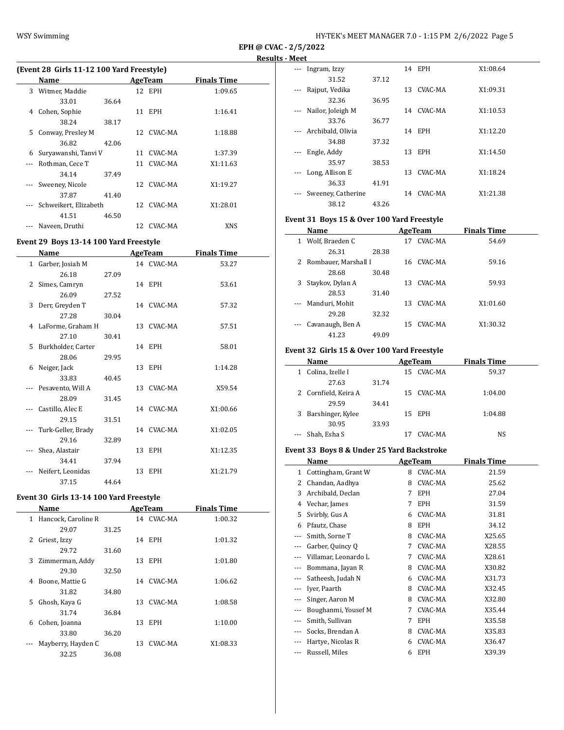EPH @ CVAC - 2/5/2022

Results - Meet

### (Event 28 Girls 11-12 100 Yard Freestyle)

| | Name | Age | Team | Finals Time |
|---|---|---|---|---|
| 3 | Witmer, Maddie | 12 | EPH | 1:09.65 |
| | 33.01 36.64 | | | |
| 4 | Cohen, Sophie | 11 | EPH | 1:16.41 |
| | 38.24 38.17 | | | |
| 5 | Conway, Presley M | 12 | CVAC-MA | 1:18.88 |
| | 36.82 42.06 | | | |
| 6 | Suryawanshi, Tanvi V | 11 | CVAC-MA | 1:37.39 |
| --- | Rothman, Cece T | 11 | CVAC-MA | X1:11.63 |
| | 34.14 37.49 | | | |
| --- | Sweeney, Nicole | 12 | CVAC-MA | X1:19.27 |
| | 37.87 41.40 | | | |
| --- | Schweikert, Elizabeth | 12 | CVAC-MA | X1:28.01 |
| | 41.51 46.50 | | | |
| --- | Naveen, Druthi | 12 | CVAC-MA | XNS |

### Event 29 Boys 13-14 100 Yard Freestyle

| | Name | Age | Team | Finals Time |
|---|---|---|---|---|
| 1 | Garber, Josiah M | 14 | CVAC-MA | 53.27 |
| | 26.18 27.09 | | | |
| 2 | Simes, Camryn | 14 | EPH | 53.61 |
| | 26.09 27.52 | | | |
| 3 | Derr, Greyden T | 14 | CVAC-MA | 57.32 |
| | 27.28 30.04 | | | |
| 4 | LaForme, Graham H | 13 | CVAC-MA | 57.51 |
| | 27.10 30.41 | | | |
| 5 | Burkholder, Carter | 14 | EPH | 58.01 |
| | 28.06 29.95 | | | |
| 6 | Neiger, Jack | 13 | EPH | 1:14.28 |
| | 33.83 40.45 | | | |
| --- | Pesavento, Will A | 13 | CVAC-MA | X59.54 |
| | 28.09 31.45 | | | |
| --- | Castillo, Alec E | 14 | CVAC-MA | X1:00.66 |
| | 29.15 31.51 | | | |
| --- | Turk-Geller, Brady | 14 | CVAC-MA | X1:02.05 |
| | 29.16 32.89 | | | |
| --- | Shea, Alastair | 13 | EPH | X1:12.35 |
| | 34.41 37.94 | | | |
| --- | Neifert, Leonidas | 13 | EPH | X1:21.79 |
| | 37.15 44.64 | | | |

### Event 30 Girls 13-14 100 Yard Freestyle

| | Name | Age | Team | Finals Time |
|---|---|---|---|---|
| 1 | Hancock, Caroline R | 14 | CVAC-MA | 1:00.32 |
| | 29.07 31.25 | | | |
| 2 | Griest, Izzy | 14 | EPH | 1:01.32 |
| | 29.72 31.60 | | | |
| 3 | Zimmerman, Addy | 13 | EPH | 1:01.80 |
| | 29.30 32.50 | | | |
| 4 | Boone, Mattie G | 14 | CVAC-MA | 1:06.62 |
| | 31.82 34.80 | | | |
| 5 | Ghosh, Kaya G | 13 | CVAC-MA | 1:08.58 |
| | 31.74 36.84 | | | |
| 6 | Cohen, Joanna | 13 | EPH | 1:10.00 |
| | 33.80 36.20 | | | |
| --- | Mayberry, Hayden C | 13 | CVAC-MA | X1:08.33 |
| | 32.25 36.08 | | | |
| --- | Ingram, Izzy | 14 | EPH | X1:08.64 |
| | 31.52 37.12 | | | |
| --- | Rajput, Vedika | 13 | CVAC-MA | X1:09.31 |
| | 32.36 36.95 | | | |
| --- | Nailor, Joleigh M | 14 | CVAC-MA | X1:10.53 |
| | 33.76 36.77 | | | |
| --- | Archibald, Olivia | 14 | EPH | X1:12.20 |
| | 34.88 37.32 | | | |
| --- | Engle, Addy | 13 | EPH | X1:14.50 |
| | 35.97 38.53 | | | |
| --- | Long, Allison E | 13 | CVAC-MA | X1:18.24 |
| | 36.33 41.91 | | | |
| --- | Sweeney, Catherine | 14 | CVAC-MA | X1:21.38 |
| | 38.12 43.26 | | | |

### Event 31 Boys 15 & Over 100 Yard Freestyle

| | Name | Age | Team | Finals Time |
|---|---|---|---|---|
| 1 | Wolf, Braeden C | 17 | CVAC-MA | 54.69 |
| | 26.31 28.38 | | | |
| 2 | Rombauer, Marshall I | 16 | CVAC-MA | 59.16 |
| | 28.68 30.48 | | | |
| 3 | Staykov, Dylan A | 13 | CVAC-MA | 59.93 |
| | 28.53 31.40 | | | |
| --- | Manduri, Mohit | 13 | CVAC-MA | X1:01.60 |
| | 29.28 32.32 | | | |
| --- | Cavanaugh, Ben A | 15 | CVAC-MA | X1:30.32 |
| | 41.23 49.09 | | | |

### Event 32 Girls 15 & Over 100 Yard Freestyle

| | Name | Age | Team | Finals Time |
|---|---|---|---|---|
| 1 | Colina, Izelle I | 15 | CVAC-MA | 59.37 |
| | 27.63 31.74 | | | |
| 2 | Cornfield, Keira A | 15 | CVAC-MA | 1:04.00 |
| | 29.59 34.41 | | | |
| 3 | Barshinger, Kylee | 15 | EPH | 1:04.88 |
| | 30.95 33.93 | | | |
| --- | Shah, Esha S | 17 | CVAC-MA | NS |

### Event 33 Boys 8 & Under 25 Yard Backstroke

| | Name | Age | Team | Finals Time |
|---|---|---|---|---|
| 1 | Cottingham, Grant W | 8 | CVAC-MA | 21.59 |
| 2 | Chandan, Aadhya | 8 | CVAC-MA | 25.62 |
| 3 | Archibald, Declan | 7 | EPH | 27.04 |
| 4 | Vechar, James | 7 | EPH | 31.59 |
| 5 | Svirbly, Gus A | 6 | CVAC-MA | 31.81 |
| 6 | Pfautz, Chase | 8 | EPH | 34.12 |
| --- | Smith, Sorne T | 8 | CVAC-MA | X25.65 |
| --- | Garber, Quincy Q | 7 | CVAC-MA | X28.55 |
| --- | Villamar, Leonardo L | 7 | CVAC-MA | X28.61 |
| --- | Bommana, Jayan R | 8 | CVAC-MA | X30.82 |
| --- | Satheesh, Judah N | 6 | CVAC-MA | X31.73 |
| --- | Iyer, Paarth | 8 | CVAC-MA | X32.45 |
| --- | Singer, Aaron M | 8 | CVAC-MA | X32.80 |
| --- | Boughanmi, Yousef M | 7 | CVAC-MA | X35.44 |
| --- | Smith, Sullivan | 7 | EPH | X35.58 |
| --- | Socks, Brendan A | 8 | CVAC-MA | X35.83 |
| --- | Hartye, Nicolas R | 6 | CVAC-MA | X36.47 |
| --- | Russell, Miles | 6 | EPH | X39.39 |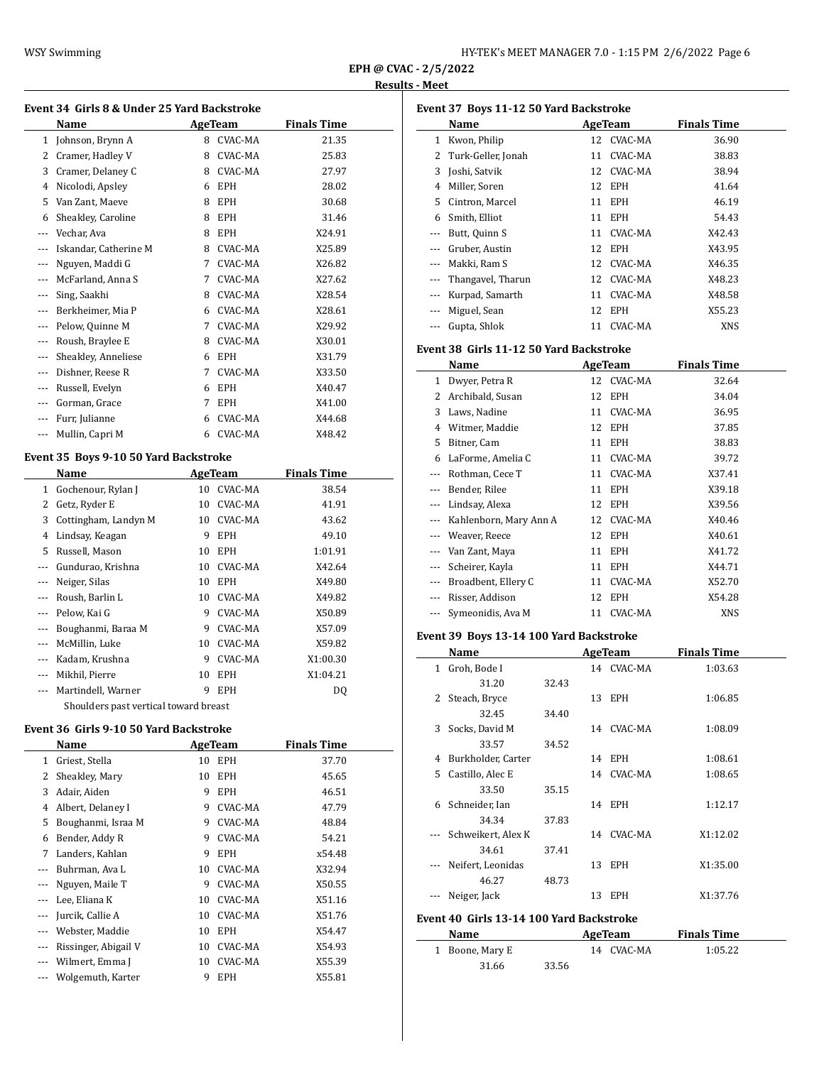**EPH @ CVAC - 2/5/2022**

**Results - Meet**

### Event 34 Girls 8 & Under 25 Yard Backstroke

| | Name | Age | Team | Finals Time |
|---|---|---|---|---|
| 1 | Johnson, Brynn A | 8 | CVAC-MA | 21.35 |
| 2 | Cramer, Hadley V | 8 | CVAC-MA | 25.83 |
| 3 | Cramer, Delaney C | 8 | CVAC-MA | 27.97 |
| 4 | Nicolodi, Apsley | 6 | EPH | 28.02 |
| 5 | Van Zant, Maeve | 8 | EPH | 30.68 |
| 6 | Sheakley, Caroline | 8 | EPH | 31.46 |
| --- | Vechar, Ava | 8 | EPH | X24.91 |
| --- | Iskandar, Catherine M | 8 | CVAC-MA | X25.89 |
| --- | Nguyen, Maddi G | 7 | CVAC-MA | X26.82 |
| --- | McFarland, Anna S | 7 | CVAC-MA | X27.62 |
| --- | Sing, Saakhi | 8 | CVAC-MA | X28.54 |
| --- | Berkheimer, Mia P | 6 | CVAC-MA | X28.61 |
| --- | Pelow, Quinne M | 7 | CVAC-MA | X29.92 |
| --- | Roush, Braylee E | 8 | CVAC-MA | X30.01 |
| --- | Sheakley, Anneliese | 6 | EPH | X31.79 |
| --- | Dishner, Reese R | 7 | CVAC-MA | X33.50 |
| --- | Russell, Evelyn | 6 | EPH | X40.47 |
| --- | Gorman, Grace | 7 | EPH | X41.00 |
| --- | Furr, Julianne | 6 | CVAC-MA | X44.68 |
| --- | Mullin, Capri M | 6 | CVAC-MA | X48.42 |

### Event 35 Boys 9-10 50 Yard Backstroke

| | Name | Age | Team | Finals Time |
|---|---|---|---|---|
| 1 | Gochenour, Rylan J | 10 | CVAC-MA | 38.54 |
| 2 | Getz, Ryder E | 10 | CVAC-MA | 41.91 |
| 3 | Cottingham, Landyn M | 10 | CVAC-MA | 43.62 |
| 4 | Lindsay, Keagan | 9 | EPH | 49.10 |
| 5 | Russell, Mason | 10 | EPH | 1:01.91 |
| --- | Gundurao, Krishna | 10 | CVAC-MA | X42.64 |
| --- | Neiger, Silas | 10 | EPH | X49.80 |
| --- | Roush, Barlin L | 10 | CVAC-MA | X49.82 |
| --- | Pelow, Kai G | 9 | CVAC-MA | X50.89 |
| --- | Boughanmi, Baraa M | 9 | CVAC-MA | X57.09 |
| --- | McMillin, Luke | 10 | CVAC-MA | X59.82 |
| --- | Kadam, Krushna | 9 | CVAC-MA | X1:00.30 |
| --- | Mikhil, Pierre | 10 | EPH | X1:04.21 |
| --- | Martindell, Warner | 9 | EPH | DQ |

Shoulders past vertical toward breast

### Event 36 Girls 9-10 50 Yard Backstroke

| | Name | Age | Team | Finals Time |
|---|---|---|---|---|
| 1 | Griest, Stella | 10 | EPH | 37.70 |
| 2 | Sheakley, Mary | 10 | EPH | 45.65 |
| 3 | Adair, Aiden | 9 | EPH | 46.51 |
| 4 | Albert, Delaney I | 9 | CVAC-MA | 47.79 |
| 5 | Boughanmi, Israa M | 9 | CVAC-MA | 48.84 |
| 6 | Bender, Addy R | 9 | CVAC-MA | 54.21 |
| 7 | Landers, Kahlan | 9 | EPH | x54.48 |
| --- | Buhrman, Ava L | 10 | CVAC-MA | X32.94 |
| --- | Nguyen, Maile T | 9 | CVAC-MA | X50.55 |
| --- | Lee, Eliana K | 10 | CVAC-MA | X51.16 |
| --- | Jurcik, Callie A | 10 | CVAC-MA | X51.76 |
| --- | Webster, Maddie | 10 | EPH | X54.47 |
| --- | Rissinger, Abigail V | 10 | CVAC-MA | X54.93 |
| --- | Wilmert, Emma J | 10 | CVAC-MA | X55.39 |
| --- | Wolgemuth, Karter | 9 | EPH | X55.81 |

### Event 37 Boys 11-12 50 Yard Backstroke

| | Name | Age | Team | Finals Time |
|---|---|---|---|---|
| 1 | Kwon, Philip | 12 | CVAC-MA | 36.90 |
| 2 | Turk-Geller, Jonah | 11 | CVAC-MA | 38.83 |
| 3 | Joshi, Satvik | 12 | CVAC-MA | 38.94 |
| 4 | Miller, Soren | 12 | EPH | 41.64 |
| 5 | Cintron, Marcel | 11 | EPH | 46.19 |
| 6 | Smith, Elliot | 11 | EPH | 54.43 |
| --- | Butt, Quinn S | 11 | CVAC-MA | X42.43 |
| --- | Gruber, Austin | 12 | EPH | X43.95 |
| --- | Makki, Ram S | 12 | CVAC-MA | X46.35 |
| --- | Thangavel, Tharun | 12 | CVAC-MA | X48.23 |
| --- | Kurpad, Samarth | 11 | CVAC-MA | X48.58 |
| --- | Miguel, Sean | 12 | EPH | X55.23 |
| --- | Gupta, Shlok | 11 | CVAC-MA | XNS |

### Event 38 Girls 11-12 50 Yard Backstroke

| | Name | Age | Team | Finals Time |
|---|---|---|---|---|
| 1 | Dwyer, Petra R | 12 | CVAC-MA | 32.64 |
| 2 | Archibald, Susan | 12 | EPH | 34.04 |
| 3 | Laws, Nadine | 11 | CVAC-MA | 36.95 |
| 4 | Witmer, Maddie | 12 | EPH | 37.85 |
| 5 | Bitner, Cam | 11 | EPH | 38.83 |
| 6 | LaForme, Amelia C | 11 | CVAC-MA | 39.72 |
| --- | Rothman, Cece T | 11 | CVAC-MA | X37.41 |
| --- | Bender, Rilee | 11 | EPH | X39.18 |
| --- | Lindsay, Alexa | 12 | EPH | X39.56 |
| --- | Kahlenborn, Mary Ann A | 12 | CVAC-MA | X40.46 |
| --- | Weaver, Reece | 12 | EPH | X40.61 |
| --- | Van Zant, Maya | 11 | EPH | X41.72 |
| --- | Scheirer, Kayla | 11 | EPH | X44.71 |
| --- | Broadbent, Ellery C | 11 | CVAC-MA | X52.70 |
| --- | Risser, Addison | 12 | EPH | X54.28 |
| --- | Symeonidis, Ava M | 11 | CVAC-MA | XNS |

### Event 39 Boys 13-14 100 Yard Backstroke

| | Name | Age | Team | Finals Time |
|---|---|---|---|---|
| 1 | Groh, Bode I | 14 | CVAC-MA | 1:03.63 |
| | 31.20 32.43 | | | |
| 2 | Steach, Bryce | 13 | EPH | 1:06.85 |
| | 32.45 34.40 | | | |
| 3 | Socks, David M | 14 | CVAC-MA | 1:08.09 |
| | 33.57 34.52 | | | |
| 4 | Burkholder, Carter | 14 | EPH | 1:08.61 |
| 5 | Castillo, Alec E | 14 | CVAC-MA | 1:08.65 |
| | 33.50 35.15 | | | |
| 6 | Schneider, Ian | 14 | EPH | 1:12.17 |
| | 34.34 37.83 | | | |
| --- | Schweikert, Alex K | 14 | CVAC-MA | X1:12.02 |
| | 34.61 37.41 | | | |
| --- | Neifert, Leonidas | 13 | EPH | X1:35.00 |
| | 46.27 48.73 | | | |
| --- | Neiger, Jack | 13 | EPH | X1:37.76 |

### Event 40 Girls 13-14 100 Yard Backstroke

| | Name | Age | Team | Finals Time |
|---|---|---|---|---|
| 1 | Boone, Mary E | 14 | CVAC-MA | 1:05.22 |
| | 31.66 33.56 | | | |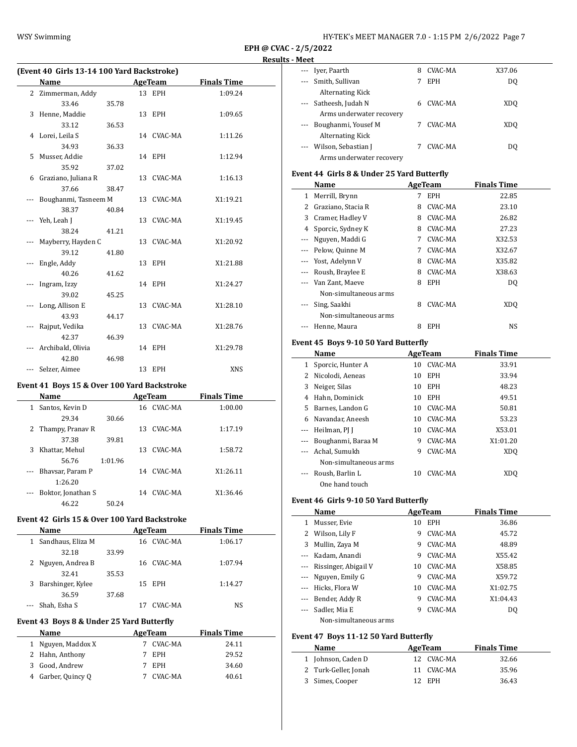**EPH @ CVAC - 2/5/2022**

**Results - Meet**

### (Event 40 Girls 13-14 100 Yard Backstroke)

| | Name | | AgeTeam | Finals Time |
|---|---|---|---|---|
| 2 | Zimmerman, Addy | | 13 EPH | 1:09.24 |
| | 33.46 | 35.78 | | |
| 3 | Henne, Maddie | | 13 EPH | 1:09.65 |
| | 33.12 | 36.53 | | |
| 4 | Lorei, Leila S | | 14 CVAC-MA | 1:11.26 |
| | 34.93 | 36.33 | | |
| 5 | Musser, Addie | | 14 EPH | 1:12.94 |
| | 35.92 | 37.02 | | |
| 6 | Graziano, Juliana R | | 13 CVAC-MA | 1:16.13 |
| | 37.66 | 38.47 | | |
| --- | Boughanmi, Tasneem M | | 13 CVAC-MA | X1:19.21 |
| | 38.37 | 40.84 | | |
| --- | Yeh, Leah J | | 13 CVAC-MA | X1:19.45 |
| | 38.24 | 41.21 | | |
| --- | Mayberry, Hayden C | | 13 CVAC-MA | X1:20.92 |
| | 39.12 | 41.80 | | |
| --- | Engle, Addy | | 13 EPH | X1:21.88 |
| | 40.26 | 41.62 | | |
| --- | Ingram, Izzy | | 14 EPH | X1:24.27 |
| | 39.02 | 45.25 | | |
| --- | Long, Allison E | | 13 CVAC-MA | X1:28.10 |
| | 43.93 | 44.17 | | |
| --- | Rajput, Vedika | | 13 CVAC-MA | X1:28.76 |
| | 42.37 | 46.39 | | |
| --- | Archibald, Olivia | | 14 EPH | X1:29.78 |
| | 42.80 | 46.98 | | |
| --- | Selzer, Aimee | | 13 EPH | XNS |

### Event 41 Boys 15 & Over 100 Yard Backstroke

| | Name | | AgeTeam | Finals Time |
|---|---|---|---|---|
| 1 | Santos, Kevin D | | 16 CVAC-MA | 1:00.00 |
| | 29.34 | 30.66 | | |
| 2 | Thampy, Pranav R | | 13 CVAC-MA | 1:17.19 |
| | 37.38 | 39.81 | | |
| 3 | Khattar, Mehul | | 13 CVAC-MA | 1:58.72 |
| | 56.76 | 1:01.96 | | |
| --- | Bhavsar, Param P | | 14 CVAC-MA | X1:26.11 |
| | 1:26.20 | | | |
| --- | Boktor, Jonathan S | | 14 CVAC-MA | X1:36.46 |
| | 46.22 | 50.24 | | |

### Event 42 Girls 15 & Over 100 Yard Backstroke

| | Name | | AgeTeam | Finals Time |
|---|---|---|---|---|
| 1 | Sandhaus, Eliza M | | 16 CVAC-MA | 1:06.17 |
| | 32.18 | 33.99 | | |
| 2 | Nguyen, Andrea B | | 16 CVAC-MA | 1:07.94 |
| | 32.41 | 35.53 | | |
| 3 | Barshinger, Kylee | | 15 EPH | 1:14.27 |
| | 36.59 | 37.68 | | |
| --- | Shah, Esha S | | 17 CVAC-MA | NS |

### Event 43 Boys 8 & Under 25 Yard Butterfly

| | Name | AgeTeam | Finals Time |
|---|---|---|---|
| 1 | Nguyen, Maddox X | 7 CVAC-MA | 24.11 |
| 2 | Hahn, Anthony | 7 EPH | 29.52 |
| 3 | Good, Andrew | 7 EPH | 34.60 |
| 4 | Garber, Quincy Q | 7 CVAC-MA | 40.61 |
| --- | Iyer, Paarth | 8 CVAC-MA | X37.06 |
| --- | Smith, Sullivan | 7 EPH | DQ |
| | Alternating Kick | | |
| --- | Satheesh, Judah N | 6 CVAC-MA | XDQ |
| | Arms underwater recovery | | |
| --- | Boughanmi, Yousef M | 7 CVAC-MA | XDQ |
| | Alternating Kick | | |
| --- | Wilson, Sebastian J | 7 CVAC-MA | DQ |
| | Arms underwater recovery | | |

### Event 44 Girls 8 & Under 25 Yard Butterfly

| | Name | AgeTeam | Finals Time |
|---|---|---|---|
| 1 | Merrill, Brynn | 7 EPH | 22.85 |
| 2 | Graziano, Stacia R | 8 CVAC-MA | 23.10 |
| 3 | Cramer, Hadley V | 8 CVAC-MA | 26.82 |
| 4 | Sporcic, Sydney K | 8 CVAC-MA | 27.23 |
| --- | Nguyen, Maddi G | 7 CVAC-MA | X32.53 |
| --- | Pelow, Quinne M | 7 CVAC-MA | X32.67 |
| --- | Yost, Adelynn V | 8 CVAC-MA | X35.82 |
| --- | Roush, Braylee E | 8 CVAC-MA | X38.63 |
| --- | Van Zant, Maeve | 8 EPH | DQ |
| | Non-simultaneous arms | | |
| --- | Sing, Saakhi | 8 CVAC-MA | XDQ |
| | Non-simultaneous arms | | |
| --- | Henne, Maura | 8 EPH | NS |

### Event 45 Boys 9-10 50 Yard Butterfly

| | Name | AgeTeam | Finals Time |
|---|---|---|---|
| 1 | Sporcic, Hunter A | 10 CVAC-MA | 33.91 |
| 2 | Nicolodi, Aeneas | 10 EPH | 33.94 |
| 3 | Neiger, Silas | 10 EPH | 48.23 |
| 4 | Hahn, Dominick | 10 EPH | 49.51 |
| 5 | Barnes, Landon G | 10 CVAC-MA | 50.81 |
| 6 | Navandar, Aneesh | 10 CVAC-MA | 53.23 |
| --- | Heilman, PJ J | 10 CVAC-MA | X53.01 |
| --- | Boughanmi, Baraa M | 9 CVAC-MA | X1:01.20 |
| --- | Achal, Sumukh | 9 CVAC-MA | XDQ |
| | Non-simultaneous arms | | |
| --- | Roush, Barlin L | 10 CVAC-MA | XDQ |
| | One hand touch | | |

### Event 46 Girls 9-10 50 Yard Butterfly

| | Name | AgeTeam | Finals Time |
|---|---|---|---|
| 1 | Musser, Evie | 10 EPH | 36.86 |
| 2 | Wilson, Lily F | 9 CVAC-MA | 45.72 |
| 3 | Mullin, Zaya M | 9 CVAC-MA | 48.89 |
| --- | Kadam, Anandi | 9 CVAC-MA | X55.42 |
| --- | Rissinger, Abigail V | 10 CVAC-MA | X58.85 |
| --- | Nguyen, Emily G | 9 CVAC-MA | X59.72 |
| --- | Hicks, Flora W | 10 CVAC-MA | X1:02.75 |
| --- | Bender, Addy R | 9 CVAC-MA | X1:04.43 |
| --- | Sadler, Mia E | 9 CVAC-MA | DQ |
| | Non-simultaneous arms | | |

### Event 47 Boys 11-12 50 Yard Butterfly

| | Name | AgeTeam | Finals Time |
|---|---|---|---|
| 1 | Johnson, Caden D | 12 CVAC-MA | 32.66 |
| 2 | Turk-Geller, Jonah | 11 CVAC-MA | 35.96 |
| 3 | Simes, Cooper | 12 EPH | 36.43 |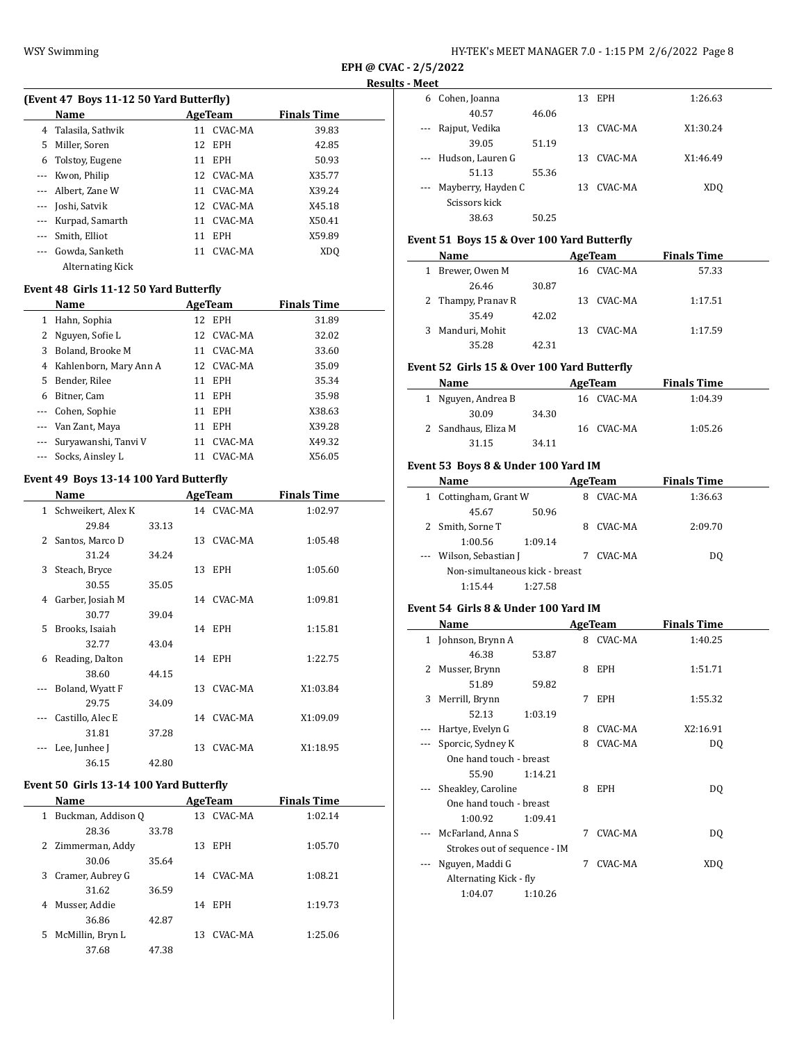**EPH @ CVAC - 2/5/2022**

**Results - Meet**

### (Event 47 Boys 11-12 50 Yard Butterfly)

| | Name | Age | Team | Finals Time |
|---|---|---|---|---|
| 4 | Talasila, Sathvik | 11 | CVAC-MA | 39.83 |
| 5 | Miller, Soren | 12 | EPH | 42.85 |
| 6 | Tolstoy, Eugene | 11 | EPH | 50.93 |
| --- | Kwon, Philip | 12 | CVAC-MA | X35.77 |
| --- | Albert, Zane W | 11 | CVAC-MA | X39.24 |
| --- | Joshi, Satvik | 12 | CVAC-MA | X45.18 |
| --- | Kurpad, Samarth | 11 | CVAC-MA | X50.41 |
| --- | Smith, Elliot | 11 | EPH | X59.89 |
| --- | Gowda, Sanketh | 11 | CVAC-MA | XDQ |
| | Alternating Kick | | | |

### Event 48 Girls 11-12 50 Yard Butterfly

| | Name | Age | Team | Finals Time |
|---|---|---|---|---|
| 1 | Hahn, Sophia | 12 | EPH | 31.89 |
| 2 | Nguyen, Sofie L | 12 | CVAC-MA | 32.02 |
| 3 | Boland, Brooke M | 11 | CVAC-MA | 33.60 |
| 4 | Kahlenborn, Mary Ann A | 12 | CVAC-MA | 35.09 |
| 5 | Bender, Rilee | 11 | EPH | 35.34 |
| 6 | Bitner, Cam | 11 | EPH | 35.98 |
| --- | Cohen, Sophie | 11 | EPH | X38.63 |
| --- | Van Zant, Maya | 11 | EPH | X39.28 |
| --- | Suryawanshi, Tanvi V | 11 | CVAC-MA | X49.32 |
| --- | Socks, Ainsley L | 11 | CVAC-MA | X56.05 |

### Event 49 Boys 13-14 100 Yard Butterfly

| | Name | | Age | Team | Finals Time |
|---|---|---|---|---|---|
| 1 | Schweikert, Alex K | | 14 | CVAC-MA | 1:02.97 |
| | 29.84 | 33.13 | | | |
| 2 | Santos, Marco D | | 13 | CVAC-MA | 1:05.48 |
| | 31.24 | 34.24 | | | |
| 3 | Steach, Bryce | | 13 | EPH | 1:05.60 |
| | 30.55 | 35.05 | | | |
| 4 | Garber, Josiah M | | 14 | CVAC-MA | 1:09.81 |
| | 30.77 | 39.04 | | | |
| 5 | Brooks, Isaiah | | 14 | EPH | 1:15.81 |
| | 32.77 | 43.04 | | | |
| 6 | Reading, Dalton | | 14 | EPH | 1:22.75 |
| | 38.60 | 44.15 | | | |
| --- | Boland, Wyatt F | | 13 | CVAC-MA | X1:03.84 |
| | 29.75 | 34.09 | | | |
| --- | Castillo, Alec E | | 14 | CVAC-MA | X1:09.09 |
| | 31.81 | 37.28 | | | |
| --- | Lee, Junhee J | | 13 | CVAC-MA | X1:18.95 |
| | 36.15 | 42.80 | | | |

### Event 50 Girls 13-14 100 Yard Butterfly

| | Name | | Age | Team | Finals Time |
|---|---|---|---|---|---|
| 1 | Buckman, Addison Q | | 13 | CVAC-MA | 1:02.14 |
| | 28.36 | 33.78 | | | |
| 2 | Zimmerman, Addy | | 13 | EPH | 1:05.70 |
| | 30.06 | 35.64 | | | |
| 3 | Cramer, Aubrey G | | 14 | CVAC-MA | 1:08.21 |
| | 31.62 | 36.59 | | | |
| 4 | Musser, Addie | | 14 | EPH | 1:19.73 |
| | 36.86 | 42.87 | | | |
| 5 | McMillin, Bryn L | | 13 | CVAC-MA | 1:25.06 |
| | 37.68 | 47.38 | | | |
| 6 | Cohen, Joanna | | 13 | EPH | 1:26.63 |
| | 40.57 | 46.06 | | | |
| --- | Rajput, Vedika | | 13 | CVAC-MA | X1:30.24 |
| | 39.05 | 51.19 | | | |
| --- | Hudson, Lauren G | | 13 | CVAC-MA | X1:46.49 |
| | 51.13 | 55.36 | | | |
| --- | Mayberry, Hayden C | | 13 | CVAC-MA | XDQ |
| | Scissors kick | | | | |
| | 38.63 | 50.25 | | | |

### Event 51 Boys 15 & Over 100 Yard Butterfly

| | Name | | Age | Team | Finals Time |
|---|---|---|---|---|---|
| 1 | Brewer, Owen M | | 16 | CVAC-MA | 57.33 |
| | 26.46 | 30.87 | | | |
| 2 | Thampy, Pranav R | | 13 | CVAC-MA | 1:17.51 |
| | 35.49 | 42.02 | | | |
| 3 | Manduri, Mohit | | 13 | CVAC-MA | 1:17.59 |
| | 35.28 | 42.31 | | | |

### Event 52 Girls 15 & Over 100 Yard Butterfly

| | Name | | Age | Team | Finals Time |
|---|---|---|---|---|---|
| 1 | Nguyen, Andrea B | | 16 | CVAC-MA | 1:04.39 |
| | 30.09 | 34.30 | | | |
| 2 | Sandhaus, Eliza M | | 16 | CVAC-MA | 1:05.26 |
| | 31.15 | 34.11 | | | |

### Event 53 Boys 8 & Under 100 Yard IM

| | Name | | Age | Team | Finals Time |
|---|---|---|---|---|---|
| 1 | Cottingham, Grant W | | 8 | CVAC-MA | 1:36.63 |
| | 45.67 | 50.96 | | | |
| 2 | Smith, Sorne T | | 8 | CVAC-MA | 2:09.70 |
| | 1:00.56 | 1:09.14 | | | |
| --- | Wilson, Sebastian J | | 7 | CVAC-MA | DQ |
| | Non-simultaneous kick - breast | | | | |
| | 1:15.44 | 1:27.58 | | | |

### Event 54 Girls 8 & Under 100 Yard IM

| | Name | | Age | Team | Finals Time |
|---|---|---|---|---|---|
| 1 | Johnson, Brynn A | | 8 | CVAC-MA | 1:40.25 |
| | 46.38 | 53.87 | | | |
| 2 | Musser, Brynn | | 8 | EPH | 1:51.71 |
| | 51.89 | 59.82 | | | |
| 3 | Merrill, Brynn | | 7 | EPH | 1:55.32 |
| | 52.13 | 1:03.19 | | | |
| --- | Hartye, Evelyn G | | 8 | CVAC-MA | X2:16.91 |
| --- | Sporcic, Sydney K | | 8 | CVAC-MA | DQ |
| | One hand touch - breast | | | | |
| | 55.90 | 1:14.21 | | | |
| --- | Sheakley, Caroline | | 8 | EPH | DQ |
| | One hand touch - breast | | | | |
| | 1:00.92 | 1:09.41 | | | |
| --- | McFarland, Anna S | | 7 | CVAC-MA | DQ |
| | Strokes out of sequence - IM | | | | |
| --- | Nguyen, Maddi G | | 7 | CVAC-MA | XDQ |
| | Alternating Kick - fly | | | | |
| | 1:04.07 | 1:10.26 | | | |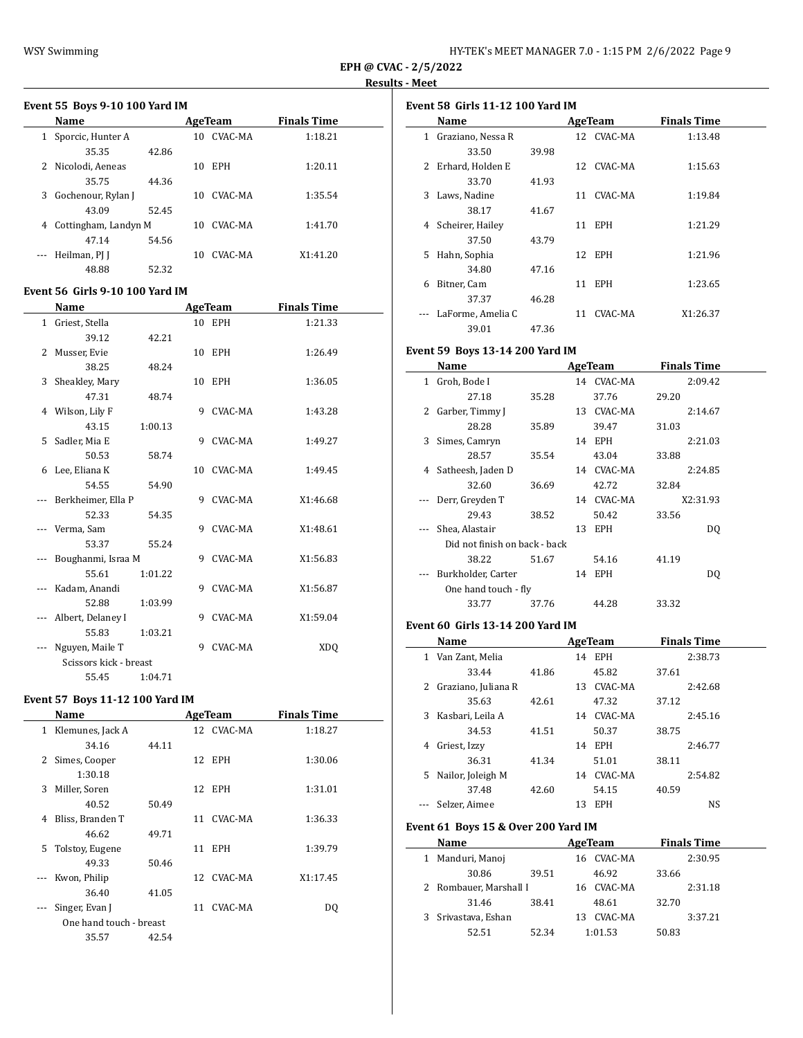**EPH @ CVAC - 2/5/2022**

**Results - Meet**

### Event 55 Boys 9-10 100 Yard IM

| | Name | Age | Team | Finals Time |
|---|---|---|---|---|
| 1 | Sporcic, Hunter A | 10 | CVAC-MA | 1:18.21 |
| | 35.35 42.86 | | | |
| 2 | Nicolodi, Aeneas | 10 | EPH | 1:20.11 |
| | 35.75 44.36 | | | |
| 3 | Gochenour, Rylan J | 10 | CVAC-MA | 1:35.54 |
| | 43.09 52.45 | | | |
| 4 | Cottingham, Landyn M | 10 | CVAC-MA | 1:41.70 |
| | 47.14 54.56 | | | |
| --- | Heilman, PJ J | 10 | CVAC-MA | X1:41.20 |
| | 48.88 52.32 | | | |

### Event 56 Girls 9-10 100 Yard IM

| | Name | Age | Team | Finals Time |
|---|---|---|---|---|
| 1 | Griest, Stella | 10 | EPH | 1:21.33 |
| | 39.12 42.21 | | | |
| 2 | Musser, Evie | 10 | EPH | 1:26.49 |
| | 38.25 48.24 | | | |
| 3 | Sheakley, Mary | 10 | EPH | 1:36.05 |
| | 47.31 48.74 | | | |
| 4 | Wilson, Lily F | 9 | CVAC-MA | 1:43.28 |
| | 43.15 1:00.13 | | | |
| 5 | Sadler, Mia E | 9 | CVAC-MA | 1:49.27 |
| | 50.53 58.74 | | | |
| 6 | Lee, Eliana K | 10 | CVAC-MA | 1:49.45 |
| | 54.55 54.90 | | | |
| --- | Berkheimer, Ella P | 9 | CVAC-MA | X1:46.68 |
| | 52.33 54.35 | | | |
| --- | Verma, Sam | 9 | CVAC-MA | X1:48.61 |
| | 53.37 55.24 | | | |
| --- | Boughanmi, Israa M | 9 | CVAC-MA | X1:56.83 |
| | 55.61 1:01.22 | | | |
| --- | Kadam, Anandi | 9 | CVAC-MA | X1:56.87 |
| | 52.88 1:03.99 | | | |
| --- | Albert, Delaney I | 9 | CVAC-MA | X1:59.04 |
| | 55.83 1:03.21 | | | |
| --- | Nguyen, Maile T | 9 | CVAC-MA | XDQ |
| | Scissors kick - breast | | | |
| | 55.45 1:04.71 | | | |

### Event 57 Boys 11-12 100 Yard IM

| | Name | Age | Team | Finals Time |
|---|---|---|---|---|
| 1 | Klemunes, Jack A | 12 | CVAC-MA | 1:18.27 |
| | 34.16 44.11 | | | |
| 2 | Simes, Cooper | 12 | EPH | 1:30.06 |
| | 1:30.18 | | | |
| 3 | Miller, Soren | 12 | EPH | 1:31.01 |
| | 40.52 50.49 | | | |
| 4 | Bliss, Branden T | 11 | CVAC-MA | 1:36.33 |
| | 46.62 49.71 | | | |
| 5 | Tolstoy, Eugene | 11 | EPH | 1:39.79 |
| | 49.33 50.46 | | | |
| --- | Kwon, Philip | 12 | CVAC-MA | X1:17.45 |
| | 36.40 41.05 | | | |
| --- | Singer, Evan J | 11 | CVAC-MA | DQ |
| | One hand touch - breast | | | |
| | 35.57 42.54 | | | |

### Event 58 Girls 11-12 100 Yard IM

| | Name | Age | Team | Finals Time |
|---|---|---|---|---|
| 1 | Graziano, Nessa R | 12 | CVAC-MA | 1:13.48 |
| | 33.50 39.98 | | | |
| 2 | Erhard, Holden E | 12 | CVAC-MA | 1:15.63 |
| | 33.70 41.93 | | | |
| 3 | Laws, Nadine | 11 | CVAC-MA | 1:19.84 |
| | 38.17 41.67 | | | |
| 4 | Scheirer, Hailey | 11 | EPH | 1:21.29 |
| | 37.50 43.79 | | | |
| 5 | Hahn, Sophia | 12 | EPH | 1:21.96 |
| | 34.80 47.16 | | | |
| 6 | Bitner, Cam | 11 | EPH | 1:23.65 |
| | 37.37 46.28 | | | |
| --- | LaForme, Amelia C | 11 | CVAC-MA | X1:26.37 |
| | 39.01 47.36 | | | |

### Event 59 Boys 13-14 200 Yard IM

| | Name | Age | Team | Finals Time |
|---|---|---|---|---|
| 1 | Groh, Bode I | 14 | CVAC-MA | 2:09.42 |
| | 27.18 35.28 37.76 29.20 | | | |
| 2 | Garber, Timmy J | 13 | CVAC-MA | 2:14.67 |
| | 28.28 35.89 39.47 31.03 | | | |
| 3 | Simes, Camryn | 14 | EPH | 2:21.03 |
| | 28.57 35.54 43.04 33.88 | | | |
| 4 | Satheesh, Jaden D | 14 | CVAC-MA | 2:24.85 |
| | 32.60 36.69 42.72 32.84 | | | |
| --- | Derr, Greyden T | 14 | CVAC-MA | X2:31.93 |
| | 29.43 38.52 50.42 33.56 | | | |
| --- | Shea, Alastair | 13 | EPH | DQ |
| | Did not finish on back - back | | | |
| | 38.22 51.67 54.16 41.19 | | | |
| --- | Burkholder, Carter | 14 | EPH | DQ |
| | One hand touch - fly | | | |
| | 33.77 37.76 44.28 33.32 | | | |

### Event 60 Girls 13-14 200 Yard IM

| | Name | Age | Team | Finals Time |
|---|---|---|---|---|
| 1 | Van Zant, Melia | 14 | EPH | 2:38.73 |
| | 33.44 41.86 45.82 37.61 | | | |
| 2 | Graziano, Juliana R | 13 | CVAC-MA | 2:42.68 |
| | 35.63 42.61 47.32 37.12 | | | |
| 3 | Kasbari, Leila A | 14 | CVAC-MA | 2:45.16 |
| | 34.53 41.51 50.37 38.75 | | | |
| 4 | Griest, Izzy | 14 | EPH | 2:46.77 |
| | 36.31 41.34 51.01 38.11 | | | |
| 5 | Nailor, Joleigh M | 14 | CVAC-MA | 2:54.82 |
| | 37.48 42.60 54.15 40.59 | | | |
| --- | Selzer, Aimee | 13 | EPH | NS |

### Event 61 Boys 15 & Over 200 Yard IM

| | Name | Age | Team | Finals Time |
|---|---|---|---|---|
| 1 | Manduri, Manoj | 16 | CVAC-MA | 2:30.95 |
| | 30.86 39.51 46.92 33.66 | | | |
| 2 | Rombauer, Marshall I | 16 | CVAC-MA | 2:31.18 |
| | 31.46 38.41 48.61 32.70 | | | |
| 3 | Srivastava, Eshan | 13 | CVAC-MA | 3:37.21 |
| | 52.51 52.34 1:01.53 50.83 | | | |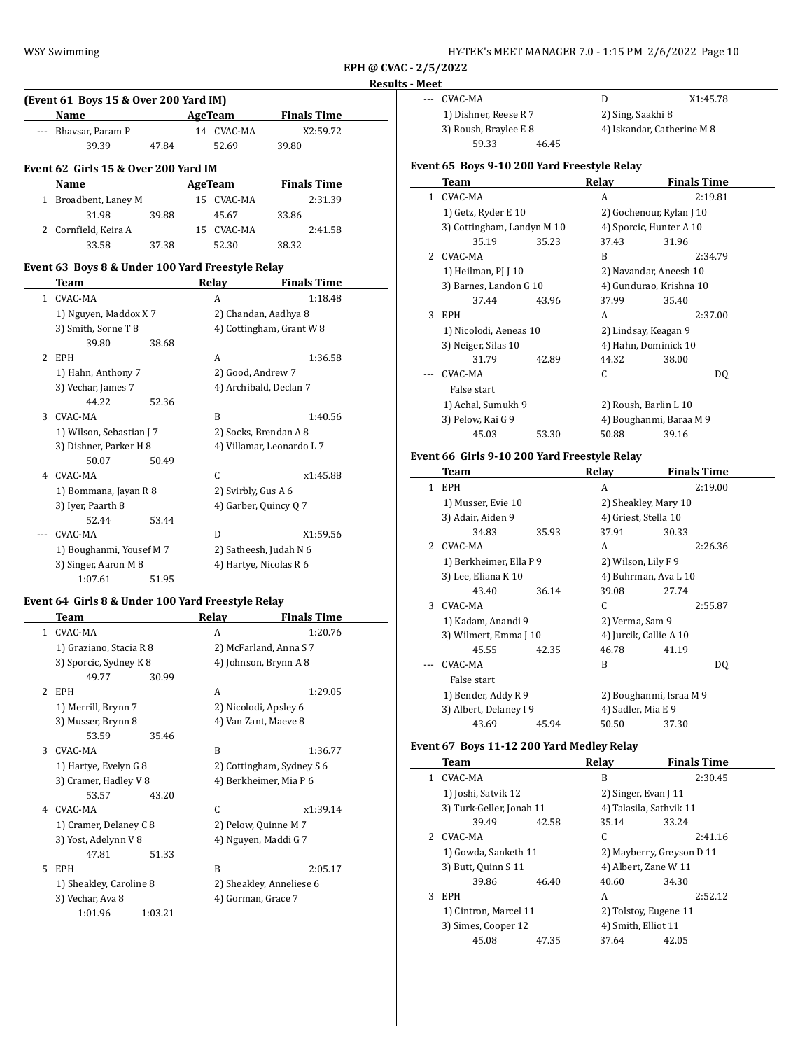**EPH @ CVAC - 2/5/2022**

**Results - Meet**

### (Event 61 Boys 15 & Over 200 Yard IM)

| | Name | Age | Team | Finals Time |
|---|---|---|---|---|
| --- | Bhavsar, Param P | 14 | CVAC-MA | X2:59.72 |
| | 39.39 47.84 52.69 39.80 | | | |

### Event 62 Girls 15 & Over 200 Yard IM

| | Name | Age | Team | Finals Time |
|---|---|---|---|---|
| 1 | Broadbent, Laney M | 15 | CVAC-MA | 2:31.39 |
| | 31.98 39.88 45.67 33.86 | | | |
| 2 | Cornfield, Keira A | 15 | CVAC-MA | 2:41.58 |
| | 33.58 37.38 52.30 38.32 | | | |

### Event 63 Boys 8 & Under 100 Yard Freestyle Relay

| | Team | Relay | Finals Time |
|---|---|---|---|
| 1 | CVAC-MA | A | 1:18.48 |
| | 1) Nguyen, Maddox X 7; 2) Chandan, Aadhya 8; 3) Smith, Sorne T 8; 4) Cottingham, Grant W 8 | | |
| | 39.80 38.68 | | |
| 2 | EPH | A | 1:36.58 |
| | 1) Hahn, Anthony 7; 2) Good, Andrew 7; 3) Vechar, James 7; 4) Archibald, Declan 7 | | |
| | 44.22 52.36 | | |
| 3 | CVAC-MA | B | 1:40.56 |
| | 1) Wilson, Sebastian J 7; 2) Socks, Brendan A 8; 3) Dishner, Parker H 8; 4) Villamar, Leonardo L 7 | | |
| | 50.07 50.49 | | |
| 4 | CVAC-MA | C | x1:45.88 |
| | 1) Bommana, Jayan R 8; 2) Svirbly, Gus A 6; 3) Iyer, Paarth 8; 4) Garber, Quincy Q 7 | | |
| | 52.44 53.44 | | |
| --- | CVAC-MA | D | X1:59.56 |
| | 1) Boughanmi, Yousef M 7; 2) Satheesh, Judah N 6; 3) Singer, Aaron M 8; 4) Hartye, Nicolas R 6 | | |
| | 1:07.61 51.95 | | |

### Event 64 Girls 8 & Under 100 Yard Freestyle Relay

| | Team | Relay | Finals Time |
|---|---|---|---|
| 1 | CVAC-MA | A | 1:20.76 |
| | 1) Graziano, Stacia R 8; 2) McFarland, Anna S 7; 3) Sporcic, Sydney K 8; 4) Johnson, Brynn A 8 | | |
| | 49.77 30.99 | | |
| 2 | EPH | A | 1:29.05 |
| | 1) Merrill, Brynn 7; 2) Nicolodi, Apsley 6; 3) Musser, Brynn 8; 4) Van Zant, Maeve 8 | | |
| | 53.59 35.46 | | |
| 3 | CVAC-MA | B | 1:36.77 |
| | 1) Hartye, Evelyn G 8; 2) Cottingham, Sydney S 6; 3) Cramer, Hadley V 8; 4) Berkheimer, Mia P 6 | | |
| | 53.57 43.20 | | |
| 4 | CVAC-MA | C | x1:39.14 |
| | 1) Cramer, Delaney C 8; 2) Pelow, Quinne M 7; 3) Yost, Adelynn V 8; 4) Nguyen, Maddi G 7 | | |
| | 47.81 51.33 | | |
| 5 | EPH | B | 2:05.17 |
| | 1) Sheakley, Caroline 8; 2) Sheakley, Anneliese 6; 3) Vechar, Ava 8; 4) Gorman, Grace 7 | | |
| | 1:01.96 1:03.21 | | |
| --- | CVAC-MA | D | X1:45.78 |
| | 1) Dishner, Reese R 7; 2) Sing, Saakhi 8; 3) Roush, Braylee E 8; 4) Iskandar, Catherine M 8 | | |
| | 59.33 46.45 | | |

### Event 65 Boys 9-10 200 Yard Freestyle Relay

| | Team | Relay | Finals Time |
|---|---|---|---|
| 1 | CVAC-MA | A | 2:19.81 |
| | 1) Getz, Ryder E 10; 2) Gochenour, Rylan J 10; 3) Cottingham, Landyn M 10; 4) Sporcic, Hunter A 10 | | |
| | 35.19 35.23 37.43 31.96 | | |
| 2 | CVAC-MA | B | 2:34.79 |
| | 1) Heilman, PJ J 10; 2) Navandar, Aneesh 10; 3) Barnes, Landon G 10; 4) Gundurao, Krishna 10 | | |
| | 37.44 43.96 37.99 35.40 | | |
| 3 | EPH | A | 2:37.00 |
| | 1) Nicolodi, Aeneas 10; 2) Lindsay, Keagan 9; 3) Neiger, Silas 10; 4) Hahn, Dominick 10 | | |
| | 31.79 42.89 44.32 38.00 | | |
| --- | CVAC-MA | C | DQ |
| | False start | | |
| | 1) Achal, Sumukh 9; 2) Roush, Barlin L 10; 3) Pelow, Kai G 9; 4) Boughanmi, Baraa M 9 | | |
| | 45.03 53.30 50.88 39.16 | | |

### Event 66 Girls 9-10 200 Yard Freestyle Relay

| | Team | Relay | Finals Time |
|---|---|---|---|
| 1 | EPH | A | 2:19.00 |
| | 1) Musser, Evie 10; 2) Sheakley, Mary 10; 3) Adair, Aiden 9; 4) Griest, Stella 10 | | |
| | 34.83 35.93 37.91 30.33 | | |
| 2 | CVAC-MA | A | 2:26.36 |
| | 1) Berkheimer, Ella P 9; 2) Wilson, Lily F 9; 3) Lee, Eliana K 10; 4) Buhrman, Ava L 10 | | |
| | 43.40 36.14 39.08 27.74 | | |
| 3 | CVAC-MA | C | 2:55.87 |
| | 1) Kadam, Anandi 9; 2) Verma, Sam 9; 3) Wilmert, Emma J 10; 4) Jurcik, Callie A 10 | | |
| | 45.55 42.35 46.78 41.19 | | |
| --- | CVAC-MA | B | DQ |
| | False start | | |
| | 1) Bender, Addy R 9; 2) Boughanmi, Israa M 9; 3) Albert, Delaney I 9; 4) Sadler, Mia E 9 | | |
| | 43.69 45.94 50.50 37.30 | | |

### Event 67 Boys 11-12 200 Yard Medley Relay

| | Team | Relay | Finals Time |
|---|---|---|---|
| 1 | CVAC-MA | B | 2:30.45 |
| | 1) Joshi, Satvik 12; 2) Singer, Evan J 11; 3) Turk-Geller, Jonah 11; 4) Talasila, Sathvik 11 | | |
| | 39.49 42.58 35.14 33.24 | | |
| 2 | CVAC-MA | C | 2:41.16 |
| | 1) Gowda, Sanketh 11; 2) Mayberry, Greyson D 11; 3) Butt, Quinn S 11; 4) Albert, Zane W 11 | | |
| | 39.86 46.40 40.60 34.30 | | |
| 3 | EPH | A | 2:52.12 |
| | 1) Cintron, Marcel 11; 2) Tolstoy, Eugene 11; 3) Simes, Cooper 12; 4) Smith, Elliot 11 | | |
| | 45.08 47.35 37.64 42.05 | | |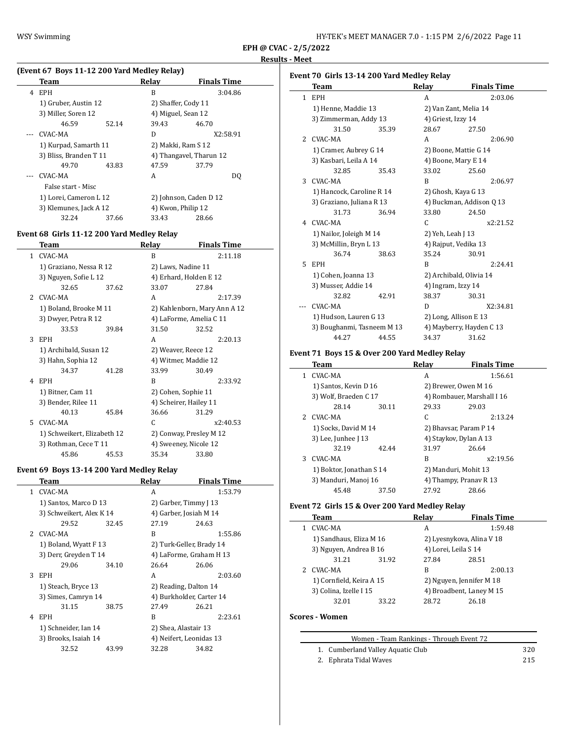EPH @ CVAC - 2/5/2022

Results - Meet

### (Event 67 Boys 11-12 200 Yard Medley Relay)

| | Team | Relay | Finals Time |
|---|---|---|---|
| 4 | EPH | B | 3:04.86 |
| | 1) Gruber, Austin 12 | 2) Shaffer, Cody 11 | |
| | 3) Miller, Soren 12 | 4) Miguel, Sean 12 | |
| | 46.59 52.14 | 39.43 46.70 | |
| --- | CVAC-MA | D | X2:58.91 |
| | 1) Kurpad, Samarth 11 | 2) Makki, Ram S 12 | |
| | 3) Bliss, Branden T 11 | 4) Thangavel, Tharun 12 | |
| | 49.70 43.83 | 47.59 37.79 | |
| --- | CVAC-MA | A | DQ |
| | False start - Misc | | |
| | 1) Lorei, Cameron L 12 | 2) Johnson, Caden D 12 | |
| | 3) Klemunes, Jack A 12 | 4) Kwon, Philip 12 | |
| | 32.24 37.66 | 33.43 28.66 | |

### Event 68 Girls 11-12 200 Yard Medley Relay

| | Team | Relay | Finals Time |
|---|---|---|---|
| 1 | CVAC-MA | B | 2:11.18 |
| | 1) Graziano, Nessa R 12 | 2) Laws, Nadine 11 | |
| | 3) Nguyen, Sofie L 12 | 4) Erhard, Holden E 12 | |
| | 32.65 37.62 | 33.07 27.84 | |
| 2 | CVAC-MA | A | 2:17.39 |
| | 1) Boland, Brooke M 11 | 2) Kahlenborn, Mary Ann A 12 | |
| | 3) Dwyer, Petra R 12 | 4) LaForme, Amelia C 11 | |
| | 33.53 39.84 | 31.50 32.52 | |
| 3 | EPH | A | 2:20.13 |
| | 1) Archibald, Susan 12 | 2) Weaver, Reece 12 | |
| | 3) Hahn, Sophia 12 | 4) Witmer, Maddie 12 | |
| | 34.37 41.28 | 33.99 30.49 | |
| 4 | EPH | B | 2:33.92 |
| | 1) Bitner, Cam 11 | 2) Cohen, Sophie 11 | |
| | 3) Bender, Rilee 11 | 4) Scheirer, Hailey 11 | |
| | 40.13 45.84 | 36.66 31.29 | |
| 5 | CVAC-MA | C | x2:40.53 |
| | 1) Schweikert, Elizabeth 12 | 2) Conway, Presley M 12 | |
| | 3) Rothman, Cece T 11 | 4) Sweeney, Nicole 12 | |
| | 45.86 45.53 | 35.34 33.80 | |

### Event 69 Boys 13-14 200 Yard Medley Relay

| | Team | Relay | Finals Time |
|---|---|---|---|
| 1 | CVAC-MA | A | 1:53.79 |
| | 1) Santos, Marco D 13 | 2) Garber, Timmy J 13 | |
| | 3) Schweikert, Alex K 14 | 4) Garber, Josiah M 14 | |
| | 29.52 32.45 | 27.19 24.63 | |
| 2 | CVAC-MA | B | 1:55.86 |
| | 1) Boland, Wyatt F 13 | 2) Turk-Geller, Brady 14 | |
| | 3) Derr, Greyden T 14 | 4) LaForme, Graham H 13 | |
| | 29.06 34.10 | 26.64 26.06 | |
| 3 | EPH | A | 2:03.60 |
| | 1) Steach, Bryce 13 | 2) Reading, Dalton 14 | |
| | 3) Simes, Camryn 14 | 4) Burkholder, Carter 14 | |
| | 31.15 38.75 | 27.49 26.21 | |
| 4 | EPH | B | 2:23.61 |
| | 1) Schneider, Ian 14 | 2) Shea, Alastair 13 | |
| | 3) Brooks, Isaiah 14 | 4) Neifert, Leonidas 13 | |
| | 32.52 43.99 | 32.28 34.82 | |

### Event 70 Girls 13-14 200 Yard Medley Relay

| | Team | Relay | Finals Time |
|---|---|---|---|
| 1 | EPH | A | 2:03.06 |
| | 1) Henne, Maddie 13 | 2) Van Zant, Melia 14 | |
| | 3) Zimmerman, Addy 13 | 4) Griest, Izzy 14 | |
| | 31.50 35.39 | 28.67 27.50 | |
| 2 | CVAC-MA | A | 2:06.90 |
| | 1) Cramer, Aubrey G 14 | 2) Boone, Mattie G 14 | |
| | 3) Kasbari, Leila A 14 | 4) Boone, Mary E 14 | |
| | 32.85 35.43 | 33.02 25.60 | |
| 3 | CVAC-MA | B | 2:06.97 |
| | 1) Hancock, Caroline R 14 | 2) Ghosh, Kaya G 13 | |
| | 3) Graziano, Juliana R 13 | 4) Buckman, Addison Q 13 | |
| | 31.73 36.94 | 33.80 24.50 | |
| 4 | CVAC-MA | C | x2:21.52 |
| | 1) Nailor, Joleigh M 14 | 2) Yeh, Leah J 13 | |
| | 3) McMillin, Bryn L 13 | 4) Rajput, Vedika 13 | |
| | 36.74 38.63 | 35.24 30.91 | |
| 5 | EPH | B | 2:24.41 |
| | 1) Cohen, Joanna 13 | 2) Archibald, Olivia 14 | |
| | 3) Musser, Addie 14 | 4) Ingram, Izzy 14 | |
| | 32.82 42.91 | 38.37 30.31 | |
| --- | CVAC-MA | D | X2:34.81 |
| | 1) Hudson, Lauren G 13 | 2) Long, Allison E 13 | |
| | 3) Boughanmi, Tasneem M 13 | 4) Mayberry, Hayden C 13 | |
| | 44.27 44.55 | 34.37 31.62 | |

### Event 71 Boys 15 & Over 200 Yard Medley Relay

| | Team | Relay | Finals Time |
|---|---|---|---|
| 1 | CVAC-MA | A | 1:56.61 |
| | 1) Santos, Kevin D 16 | 2) Brewer, Owen M 16 | |
| | 3) Wolf, Braeden C 17 | 4) Rombauer, Marshall I 16 | |
| | 28.14 30.11 | 29.33 29.03 | |
| 2 | CVAC-MA | C | 2:13.24 |
| | 1) Socks, David M 14 | 2) Bhavsar, Param P 14 | |
| | 3) Lee, Junhee J 13 | 4) Staykov, Dylan A 13 | |
| | 32.19 42.44 | 31.97 26.64 | |
| 3 | CVAC-MA | B | x2:19.56 |
| | 1) Boktor, Jonathan S 14 | 2) Manduri, Mohit 13 | |
| | 3) Manduri, Manoj 16 | 4) Thampy, Pranav R 13 | |
| | 45.48 37.50 | 27.92 28.66 | |

### Event 72 Girls 15 & Over 200 Yard Medley Relay

| | Team | Relay | Finals Time |
|---|---|---|---|
| 1 | CVAC-MA | A | 1:59.48 |
| | 1) Sandhaus, Eliza M 16 | 2) Lyesnykova, Alina V 18 | |
| | 3) Nguyen, Andrea B 16 | 4) Lorei, Leila S 14 | |
| | 31.21 31.92 | 27.84 28.51 | |
| 2 | CVAC-MA | B | 2:00.13 |
| | 1) Cornfield, Keira A 15 | 2) Nguyen, Jennifer M 18 | |
| | 3) Colina, Izelle I 15 | 4) Broadbent, Laney M 15 | |
| | 32.01 33.22 | 28.72 26.18 | |

### Scores - Women

| Women - Team Rankings - Through Event 72 | |
|---|---|
| 1. Cumberland Valley Aquatic Club | 320 |
| 2. Ephrata Tidal Waves | 215 |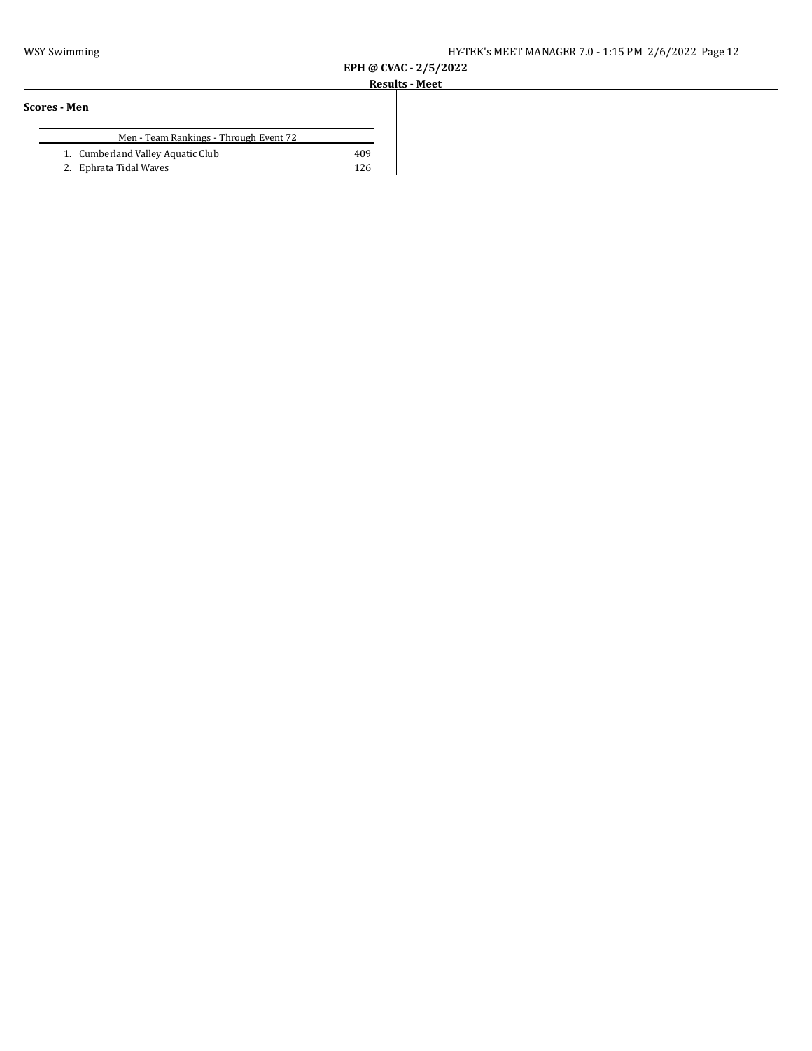## Scores - Men

| Men - Team Rankings - Through Event 72 | |
|---|---|
| 1. Cumberland Valley Aquatic Club | 409 |
| 2. Ephrata Tidal Waves | 126 |